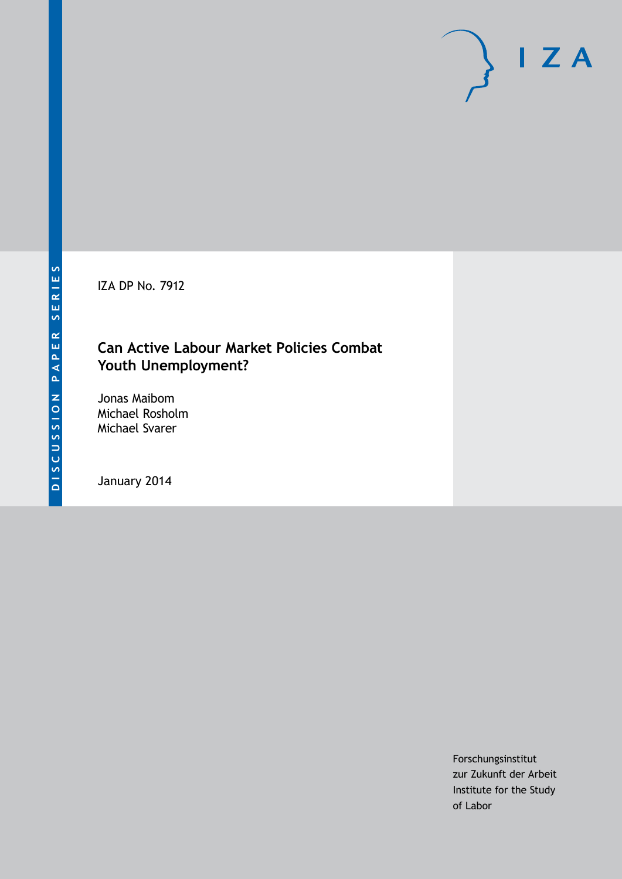DISCUSSION PAPER SERIES

IZA DP No. 7912

# Can Active Labour Market Policies Combat Youth Unemployment?

Jonas Maibom
Michael Rosholm
Michael Svarer

January 2014

Forschungsinstitut
zur Zukunft der Arbeit
Institute for the Study
of Labor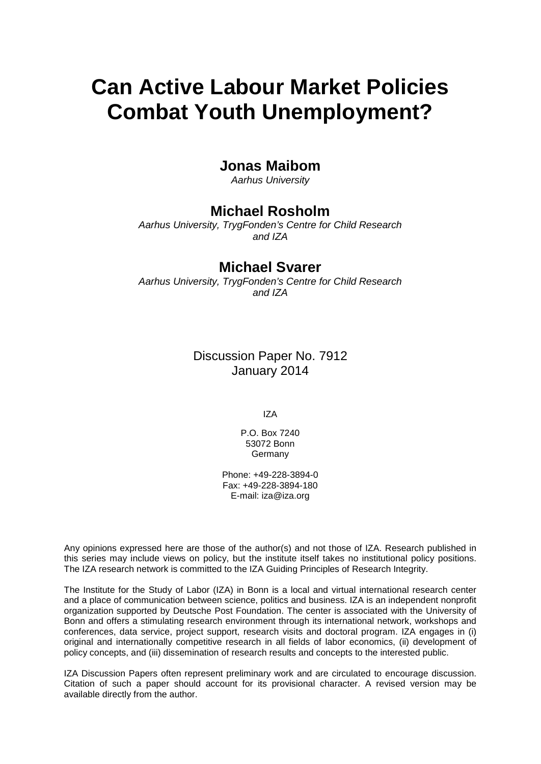# Can Active Labour Market Policies Combat Youth Unemployment?

**Jonas Maibom**
*Aarhus University*

**Michael Rosholm**
*Aarhus University, TrygFonden's Centre for Child Research and IZA*

**Michael Svarer**
*Aarhus University, TrygFonden's Centre for Child Research and IZA*

Discussion Paper No. 7912
January 2014

IZA

P.O. Box 7240
53072 Bonn
Germany

Phone: +49-228-3894-0
Fax: +49-228-3894-180
E-mail: iza@iza.org

Any opinions expressed here are those of the author(s) and not those of IZA. Research published in this series may include views on policy, but the institute itself takes no institutional policy positions. The IZA research network is committed to the IZA Guiding Principles of Research Integrity.

The Institute for the Study of Labor (IZA) in Bonn is a local and virtual international research center and a place of communication between science, politics and business. IZA is an independent nonprofit organization supported by Deutsche Post Foundation. The center is associated with the University of Bonn and offers a stimulating research environment through its international network, workshops and conferences, data service, project support, research visits and doctoral program. IZA engages in (i) original and internationally competitive research in all fields of labor economics, (ii) development of policy concepts, and (iii) dissemination of research results and concepts to the interested public.

IZA Discussion Papers often represent preliminary work and are circulated to encourage discussion. Citation of such a paper should account for its provisional character. A revised version may be available directly from the author.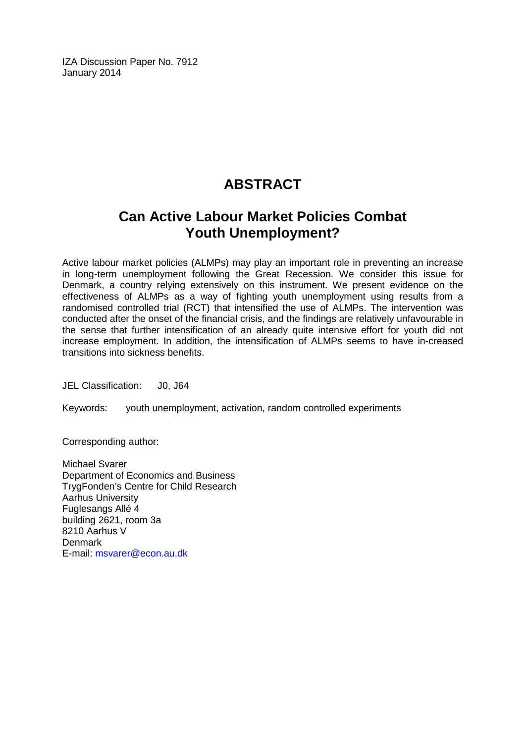IZA Discussion Paper No. 7912
January 2014

# ABSTRACT

## Can Active Labour Market Policies Combat Youth Unemployment?

Active labour market policies (ALMPs) may play an important role in preventing an increase in long-term unemployment following the Great Recession. We consider this issue for Denmark, a country relying extensively on this instrument. We present evidence on the effectiveness of ALMPs as a way of fighting youth unemployment using results from a randomised controlled trial (RCT) that intensified the use of ALMPs. The intervention was conducted after the onset of the financial crisis, and the findings are relatively unfavourable in the sense that further intensification of an already quite intensive effort for youth did not increase employment. In addition, the intensification of ALMPs seems to have in-creased transitions into sickness benefits.

JEL Classification: J0, J64

Keywords: youth unemployment, activation, random controlled experiments

Corresponding author:

Michael Svarer
Department of Economics and Business
TrygFonden's Centre for Child Research
Aarhus University
Fuglesangs Allé 4
building 2621, room 3a
8210 Aarhus V
Denmark
E-mail: msvarer@econ.au.dk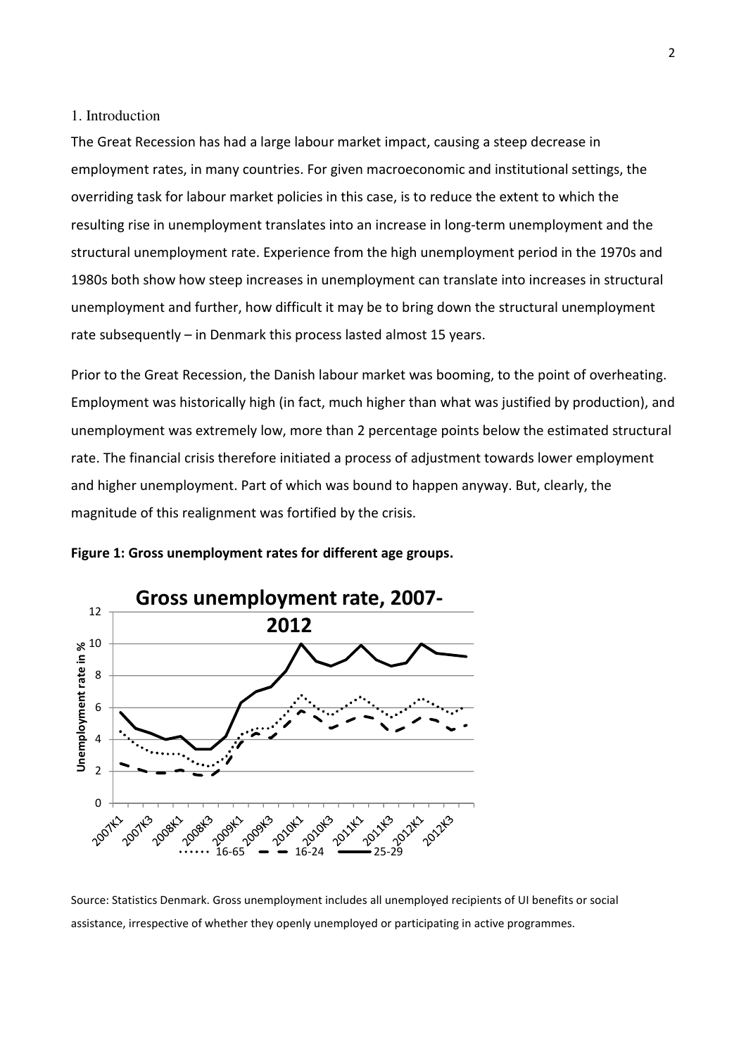## 1. Introduction

The Great Recession has had a large labour market impact, causing a steep decrease in employment rates, in many countries. For given macroeconomic and institutional settings, the overriding task for labour market policies in this case, is to reduce the extent to which the resulting rise in unemployment translates into an increase in long-term unemployment and the structural unemployment rate. Experience from the high unemployment period in the 1970s and 1980s both show how steep increases in unemployment can translate into increases in structural unemployment and further, how difficult it may be to bring down the structural unemployment rate subsequently – in Denmark this process lasted almost 15 years.

Prior to the Great Recession, the Danish labour market was booming, to the point of overheating. Employment was historically high (in fact, much higher than what was justified by production), and unemployment was extremely low, more than 2 percentage points below the estimated structural rate. The financial crisis therefore initiated a process of adjustment towards lower employment and higher unemployment. Part of which was bound to happen anyway. But, clearly, the magnitude of this realignment was fortified by the crisis.

**Figure 1: Gross unemployment rates for different age groups.**

Source: Statistics Denmark. Gross unemployment includes all unemployed recipients of UI benefits or social assistance, irrespective of whether they openly unemployed or participating in active programmes.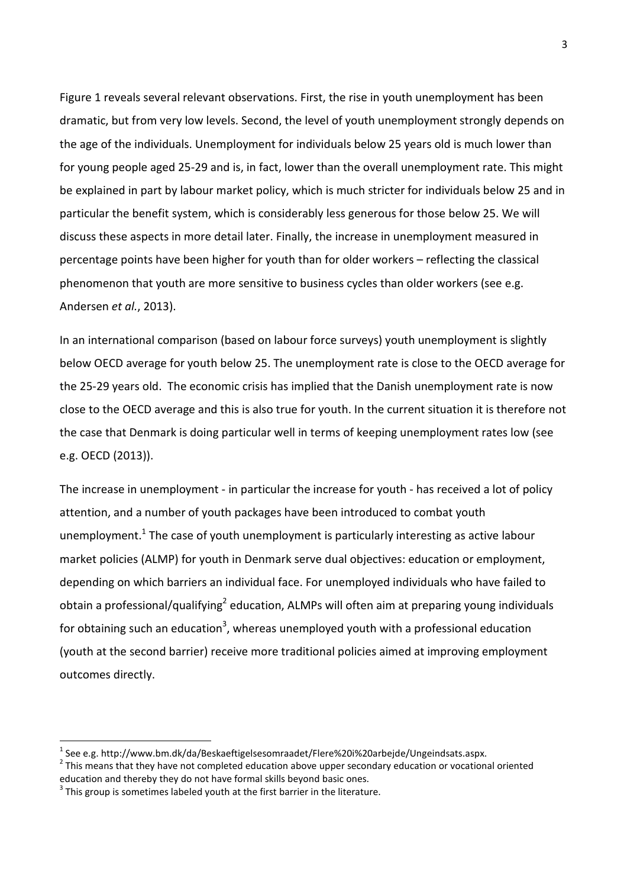Figure 1 reveals several relevant observations. First, the rise in youth unemployment has been dramatic, but from very low levels. Second, the level of youth unemployment strongly depends on the age of the individuals. Unemployment for individuals below 25 years old is much lower than for young people aged 25-29 and is, in fact, lower than the overall unemployment rate. This might be explained in part by labour market policy, which is much stricter for individuals below 25 and in particular the benefit system, which is considerably less generous for those below 25. We will discuss these aspects in more detail later. Finally, the increase in unemployment measured in percentage points have been higher for youth than for older workers – reflecting the classical phenomenon that youth are more sensitive to business cycles than older workers (see e.g. Andersen *et al.*, 2013).

In an international comparison (based on labour force surveys) youth unemployment is slightly below OECD average for youth below 25. The unemployment rate is close to the OECD average for the 25-29 years old. The economic crisis has implied that the Danish unemployment rate is now close to the OECD average and this is also true for youth. In the current situation it is therefore not the case that Denmark is doing particular well in terms of keeping unemployment rates low (see e.g. OECD (2013)).

The increase in unemployment - in particular the increase for youth - has received a lot of policy attention, and a number of youth packages have been introduced to combat youth unemployment.[1] The case of youth unemployment is particularly interesting as active labour market policies (ALMP) for youth in Denmark serve dual objectives: education or employment, depending on which barriers an individual face. For unemployed individuals who have failed to obtain a professional/qualifying[2] education, ALMPs will often aim at preparing young individuals for obtaining such an education[3], whereas unemployed youth with a professional education (youth at the second barrier) receive more traditional policies aimed at improving employment outcomes directly.

[1] See e.g. http://www.bm.dk/da/Beskaeftigelsesomraadet/Flere%20i%20arbejde/Ungeindsats.aspx.

[2] This means that they have not completed education above upper secondary education or vocational oriented education and thereby they do not have formal skills beyond basic ones.

[3] This group is sometimes labeled youth at the first barrier in the literature.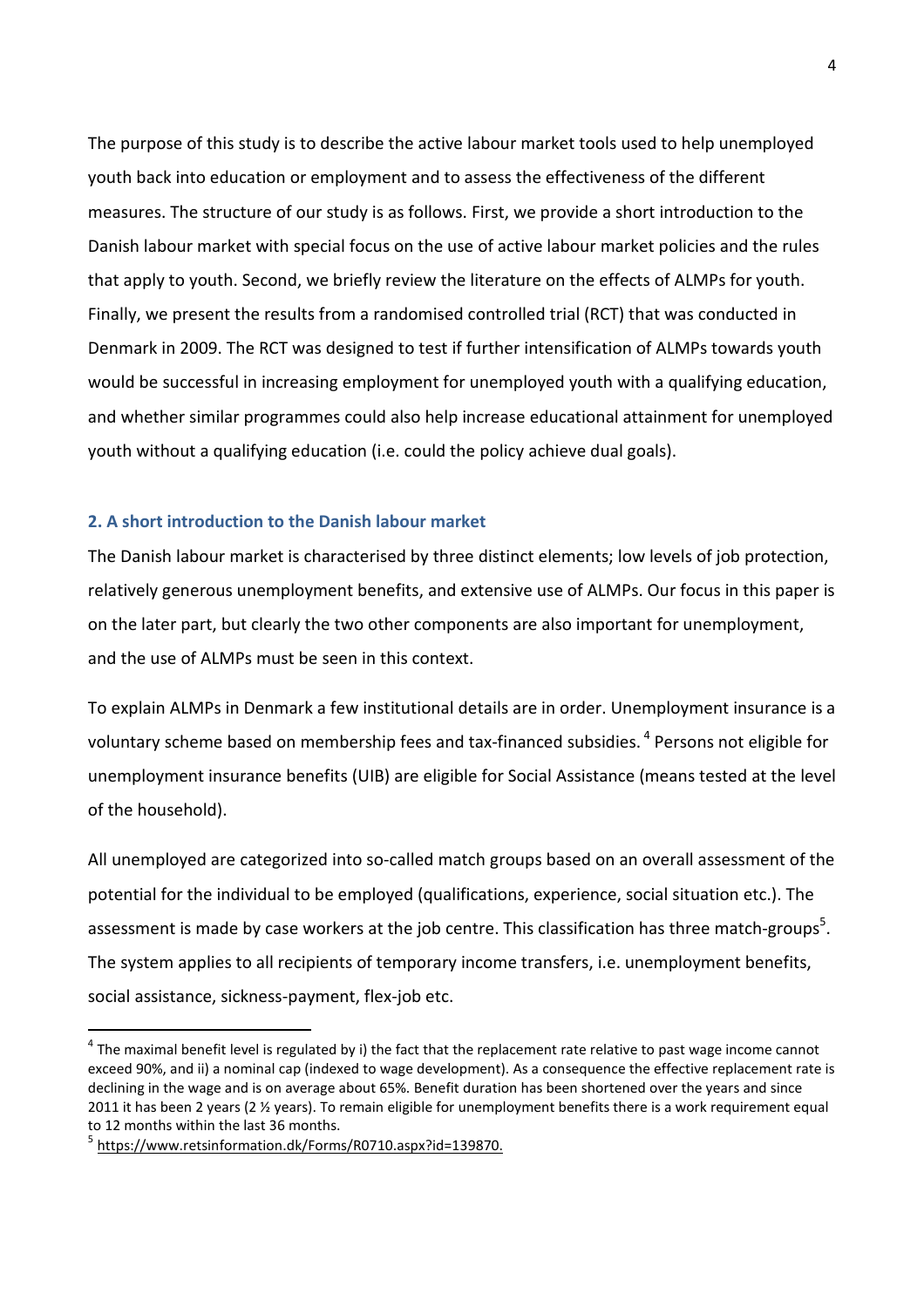The purpose of this study is to describe the active labour market tools used to help unemployed youth back into education or employment and to assess the effectiveness of the different measures. The structure of our study is as follows. First, we provide a short introduction to the Danish labour market with special focus on the use of active labour market policies and the rules that apply to youth. Second, we briefly review the literature on the effects of ALMPs for youth. Finally, we present the results from a randomised controlled trial (RCT) that was conducted in Denmark in 2009. The RCT was designed to test if further intensification of ALMPs towards youth would be successful in increasing employment for unemployed youth with a qualifying education, and whether similar programmes could also help increase educational attainment for unemployed youth without a qualifying education (i.e. could the policy achieve dual goals).

## 2. A short introduction to the Danish labour market

The Danish labour market is characterised by three distinct elements; low levels of job protection, relatively generous unemployment benefits, and extensive use of ALMPs. Our focus in this paper is on the later part, but clearly the two other components are also important for unemployment, and the use of ALMPs must be seen in this context.

To explain ALMPs in Denmark a few institutional details are in order. Unemployment insurance is a voluntary scheme based on membership fees and tax-financed subsidies. [4] Persons not eligible for unemployment insurance benefits (UIB) are eligible for Social Assistance (means tested at the level of the household).

All unemployed are categorized into so-called match groups based on an overall assessment of the potential for the individual to be employed (qualifications, experience, social situation etc.). The assessment is made by case workers at the job centre. This classification has three match-groups[5]. The system applies to all recipients of temporary income transfers, i.e. unemployment benefits, social assistance, sickness-payment, flex-job etc.

---

[4] The maximal benefit level is regulated by i) the fact that the replacement rate relative to past wage income cannot exceed 90%, and ii) a nominal cap (indexed to wage development). As a consequence the effective replacement rate is declining in the wage and is on average about 65%. Benefit duration has been shortened over the years and since 2011 it has been 2 years (2 ½ years). To remain eligible for unemployment benefits there is a work requirement equal to 12 months within the last 36 months.

[5] https://www.retsinformation.dk/Forms/R0710.aspx?id=139870.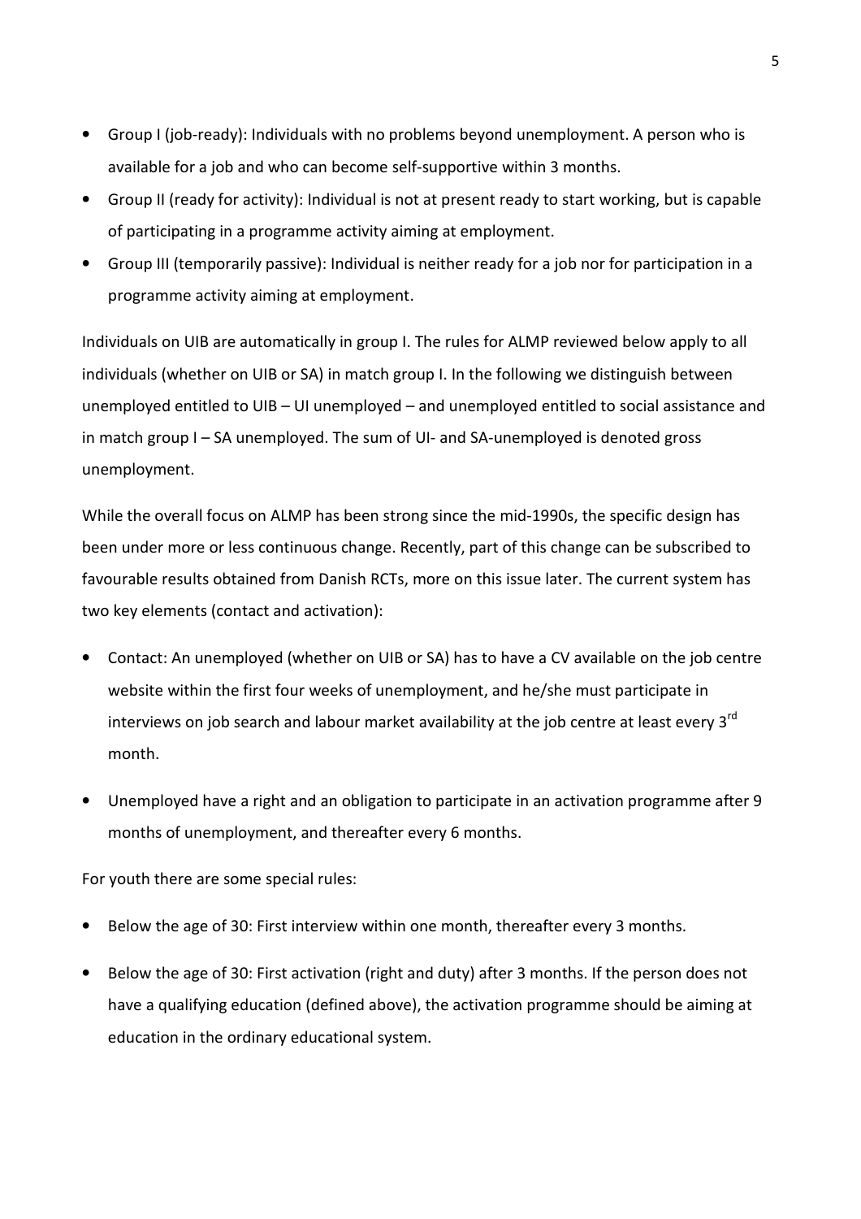- Group I (job-ready): Individuals with no problems beyond unemployment. A person who is available for a job and who can become self-supportive within 3 months.
- Group II (ready for activity): Individual is not at present ready to start working, but is capable of participating in a programme activity aiming at employment.
- Group III (temporarily passive): Individual is neither ready for a job nor for participation in a programme activity aiming at employment.

Individuals on UIB are automatically in group I. The rules for ALMP reviewed below apply to all individuals (whether on UIB or SA) in match group I. In the following we distinguish between unemployed entitled to UIB – UI unemployed – and unemployed entitled to social assistance and in match group I – SA unemployed. The sum of UI- and SA-unemployed is denoted gross unemployment.

While the overall focus on ALMP has been strong since the mid-1990s, the specific design has been under more or less continuous change. Recently, part of this change can be subscribed to favourable results obtained from Danish RCTs, more on this issue later. The current system has two key elements (contact and activation):

- Contact: An unemployed (whether on UIB or SA) has to have a CV available on the job centre website within the first four weeks of unemployment, and he/she must participate in interviews on job search and labour market availability at the job centre at least every 3rd month.
- Unemployed have a right and an obligation to participate in an activation programme after 9 months of unemployment, and thereafter every 6 months.

For youth there are some special rules:

- Below the age of 30: First interview within one month, thereafter every 3 months.
- Below the age of 30: First activation (right and duty) after 3 months. If the person does not have a qualifying education (defined above), the activation programme should be aiming at education in the ordinary educational system.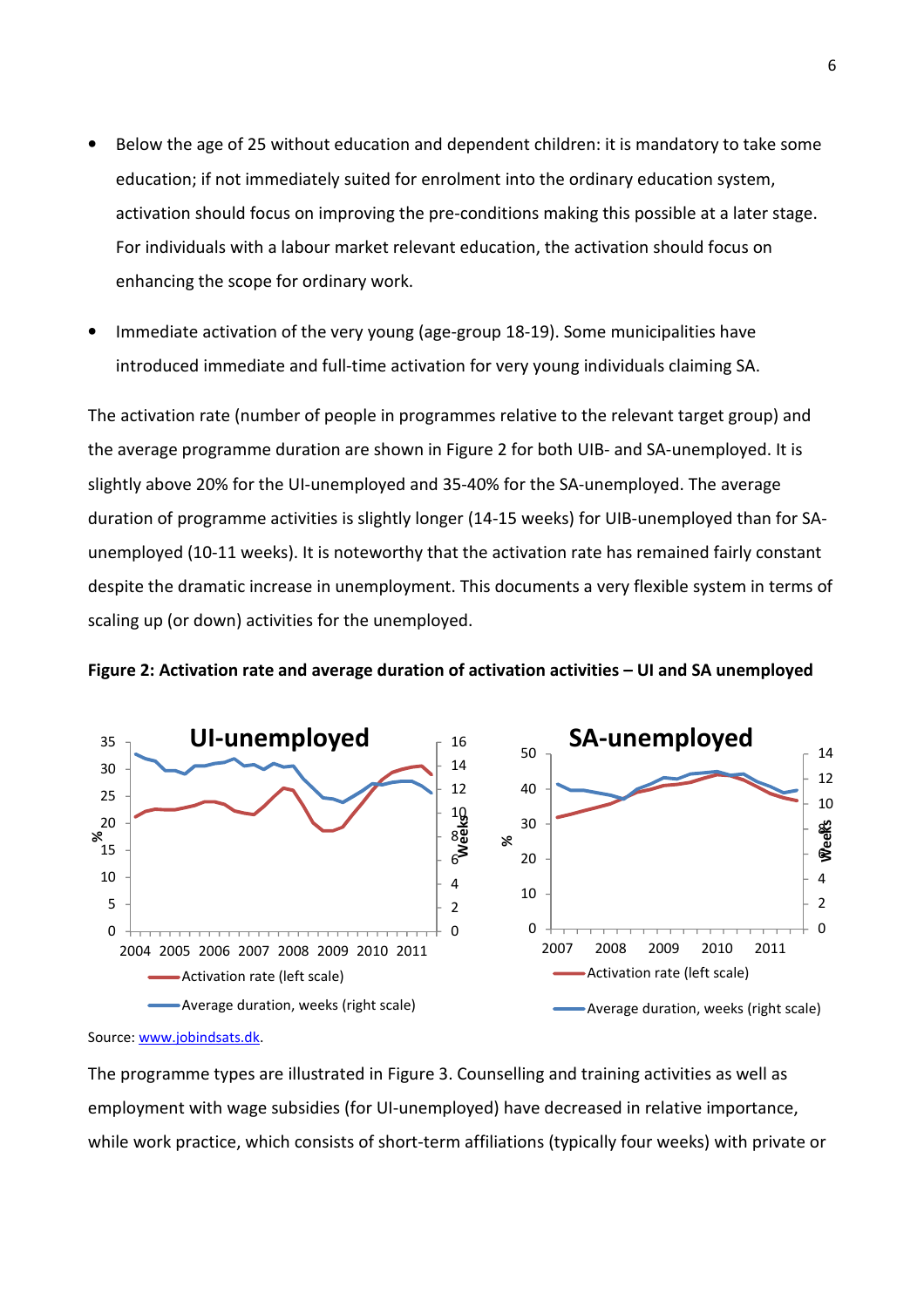- Below the age of 25 without education and dependent children: it is mandatory to take some education; if not immediately suited for enrolment into the ordinary education system, activation should focus on improving the pre-conditions making this possible at a later stage. For individuals with a labour market relevant education, the activation should focus on enhancing the scope for ordinary work.

- Immediate activation of the very young (age-group 18-19). Some municipalities have introduced immediate and full-time activation for very young individuals claiming SA.

The activation rate (number of people in programmes relative to the relevant target group) and the average programme duration are shown in Figure 2 for both UIB- and SA-unemployed. It is slightly above 20% for the UI-unemployed and 35-40% for the SA-unemployed. The average duration of programme activities is slightly longer (14-15 weeks) for UIB-unemployed than for SA-unemployed (10-11 weeks). It is noteworthy that the activation rate has remained fairly constant despite the dramatic increase in unemployment. This documents a very flexible system in terms of scaling up (or down) activities for the unemployed.

**Figure 2: Activation rate and average duration of activation activities – UI and SA unemployed**

Source: www.jobindsats.dk.

The programme types are illustrated in Figure 3. Counselling and training activities as well as employment with wage subsidies (for UI-unemployed) have decreased in relative importance, while work practice, which consists of short-term affiliations (typically four weeks) with private or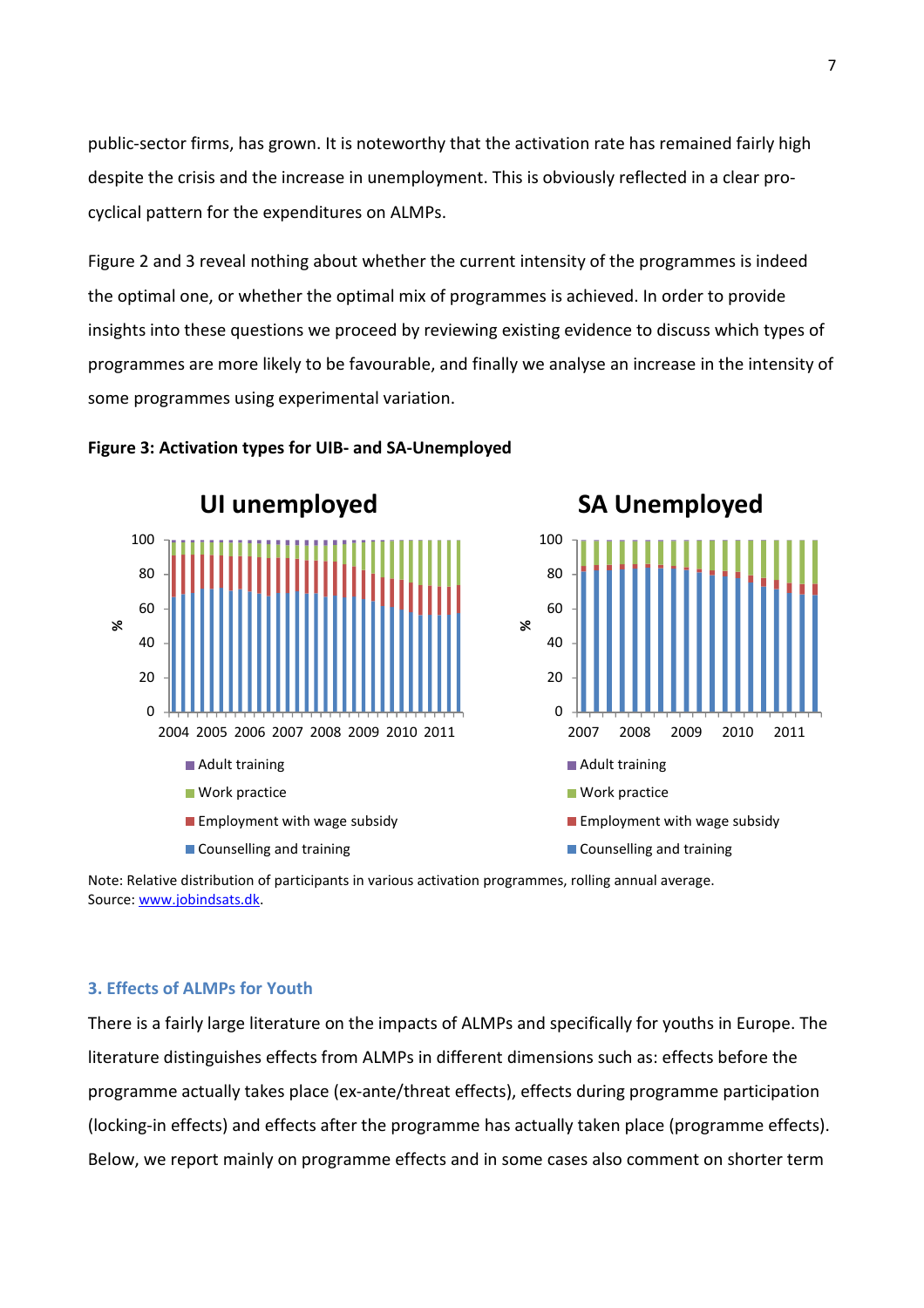public-sector firms, has grown. It is noteworthy that the activation rate has remained fairly high despite the crisis and the increase in unemployment. This is obviously reflected in a clear pro-cyclical pattern for the expenditures on ALMPs.

Figure 2 and 3 reveal nothing about whether the current intensity of the programmes is indeed the optimal one, or whether the optimal mix of programmes is achieved. In order to provide insights into these questions we proceed by reviewing existing evidence to discuss which types of programmes are more likely to be favourable, and finally we analyse an increase in the intensity of some programmes using experimental variation.

**Figure 3: Activation types for UIB- and SA-Unemployed**

Note: Relative distribution of participants in various activation programmes, rolling annual average.
Source: www.jobindsats.dk.

### 3. Effects of ALMPs for Youth

There is a fairly large literature on the impacts of ALMPs and specifically for youths in Europe. The literature distinguishes effects from ALMPs in different dimensions such as: effects before the programme actually takes place (ex-ante/threat effects), effects during programme participation (locking-in effects) and effects after the programme has actually taken place (programme effects). Below, we report mainly on programme effects and in some cases also comment on shorter term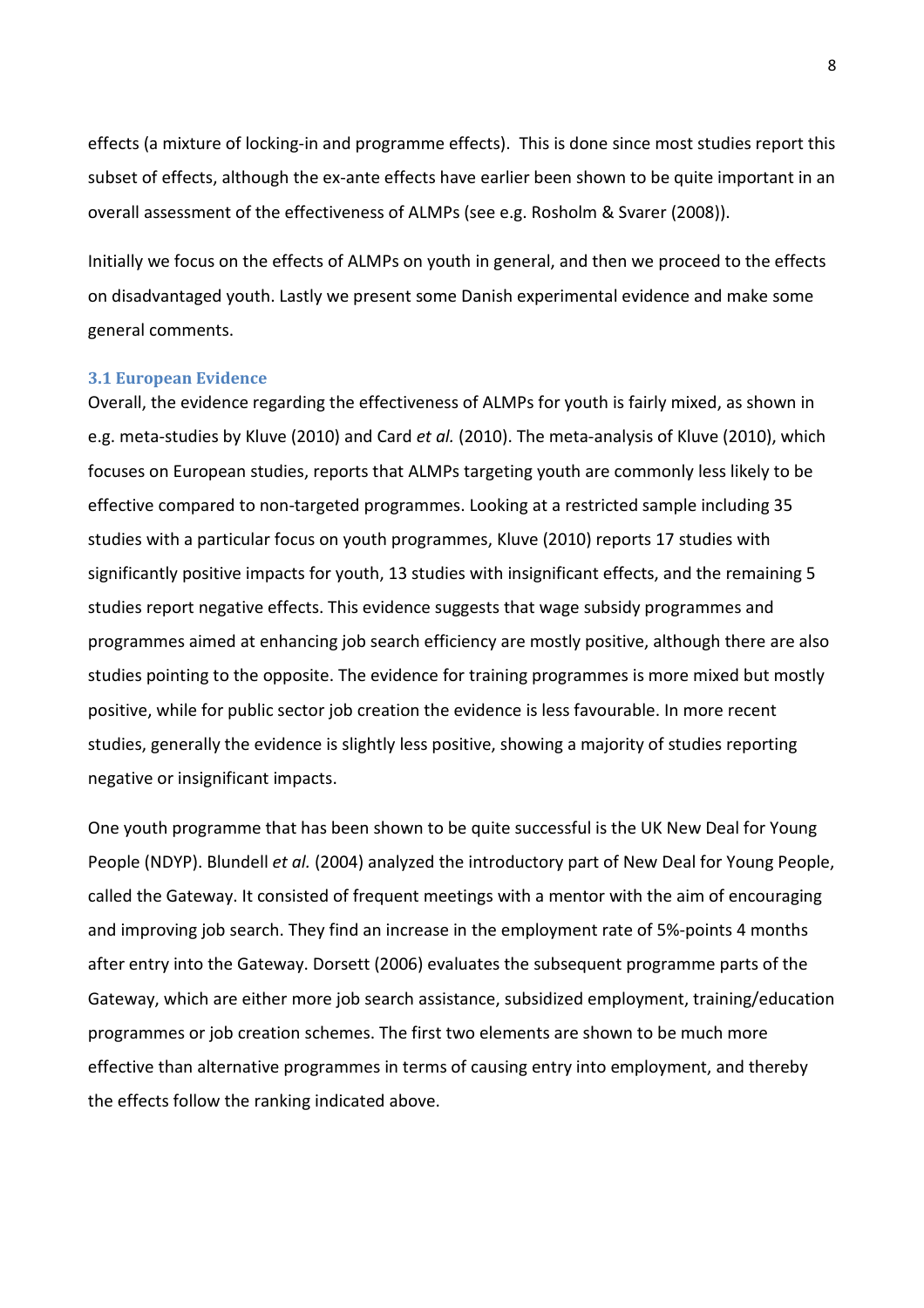effects (a mixture of locking-in and programme effects). This is done since most studies report this subset of effects, although the ex-ante effects have earlier been shown to be quite important in an overall assessment of the effectiveness of ALMPs (see e.g. Rosholm & Svarer (2008)).

Initially we focus on the effects of ALMPs on youth in general, and then we proceed to the effects on disadvantaged youth. Lastly we present some Danish experimental evidence and make some general comments.

### 3.1 European Evidence

Overall, the evidence regarding the effectiveness of ALMPs for youth is fairly mixed, as shown in e.g. meta-studies by Kluve (2010) and Card *et al.* (2010). The meta-analysis of Kluve (2010), which focuses on European studies, reports that ALMPs targeting youth are commonly less likely to be effective compared to non-targeted programmes. Looking at a restricted sample including 35 studies with a particular focus on youth programmes, Kluve (2010) reports 17 studies with significantly positive impacts for youth, 13 studies with insignificant effects, and the remaining 5 studies report negative effects. This evidence suggests that wage subsidy programmes and programmes aimed at enhancing job search efficiency are mostly positive, although there are also studies pointing to the opposite. The evidence for training programmes is more mixed but mostly positive, while for public sector job creation the evidence is less favourable. In more recent studies, generally the evidence is slightly less positive, showing a majority of studies reporting negative or insignificant impacts.

One youth programme that has been shown to be quite successful is the UK New Deal for Young People (NDYP). Blundell *et al.* (2004) analyzed the introductory part of New Deal for Young People, called the Gateway. It consisted of frequent meetings with a mentor with the aim of encouraging and improving job search. They find an increase in the employment rate of 5%-points 4 months after entry into the Gateway. Dorsett (2006) evaluates the subsequent programme parts of the Gateway, which are either more job search assistance, subsidized employment, training/education programmes or job creation schemes. The first two elements are shown to be much more effective than alternative programmes in terms of causing entry into employment, and thereby the effects follow the ranking indicated above.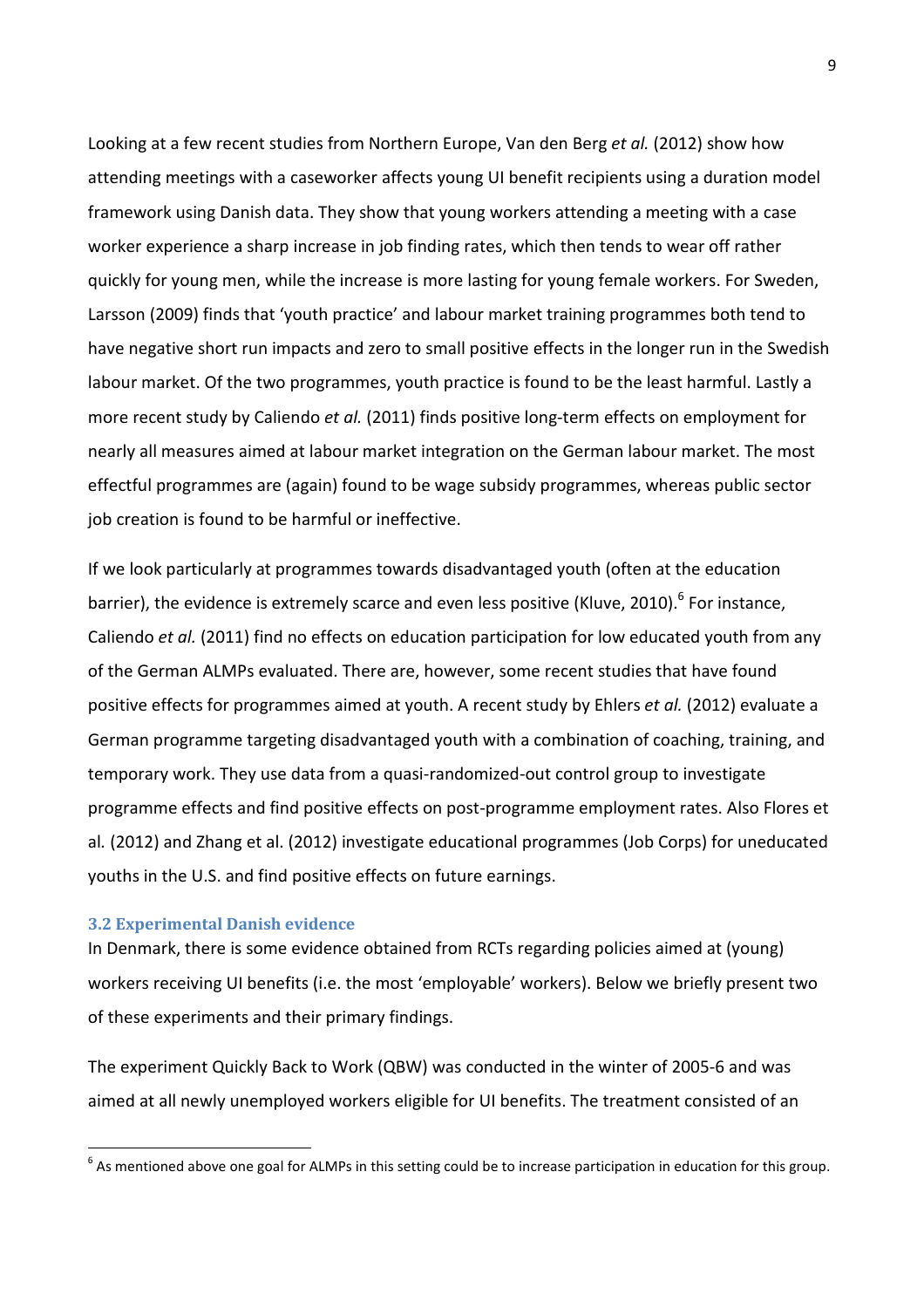Looking at a few recent studies from Northern Europe, Van den Berg *et al.* (2012) show how attending meetings with a caseworker affects young UI benefit recipients using a duration model framework using Danish data. They show that young workers attending a meeting with a case worker experience a sharp increase in job finding rates, which then tends to wear off rather quickly for young men, while the increase is more lasting for young female workers. For Sweden, Larsson (2009) finds that 'youth practice' and labour market training programmes both tend to have negative short run impacts and zero to small positive effects in the longer run in the Swedish labour market. Of the two programmes, youth practice is found to be the least harmful. Lastly a more recent study by Caliendo *et al.* (2011) finds positive long-term effects on employment for nearly all measures aimed at labour market integration on the German labour market. The most effectful programmes are (again) found to be wage subsidy programmes, whereas public sector job creation is found to be harmful or ineffective.

If we look particularly at programmes towards disadvantaged youth (often at the education barrier), the evidence is extremely scarce and even less positive (Kluve, 2010).[6] For instance, Caliendo *et al.* (2011) find no effects on education participation for low educated youth from any of the German ALMPs evaluated. There are, however, some recent studies that have found positive effects for programmes aimed at youth. A recent study by Ehlers *et al.* (2012) evaluate a German programme targeting disadvantaged youth with a combination of coaching, training, and temporary work. They use data from a quasi-randomized-out control group to investigate programme effects and find positive effects on post-programme employment rates. Also Flores et al*.* (2012) and Zhang et al. (2012) investigate educational programmes (Job Corps) for uneducated youths in the U.S. and find positive effects on future earnings.

### 3.2 Experimental Danish evidence

In Denmark, there is some evidence obtained from RCTs regarding policies aimed at (young) workers receiving UI benefits (i.e. the most 'employable' workers). Below we briefly present two of these experiments and their primary findings.

The experiment Quickly Back to Work (QBW) was conducted in the winter of 2005-6 and was aimed at all newly unemployed workers eligible for UI benefits. The treatment consisted of an

[6] As mentioned above one goal for ALMPs in this setting could be to increase participation in education for this group.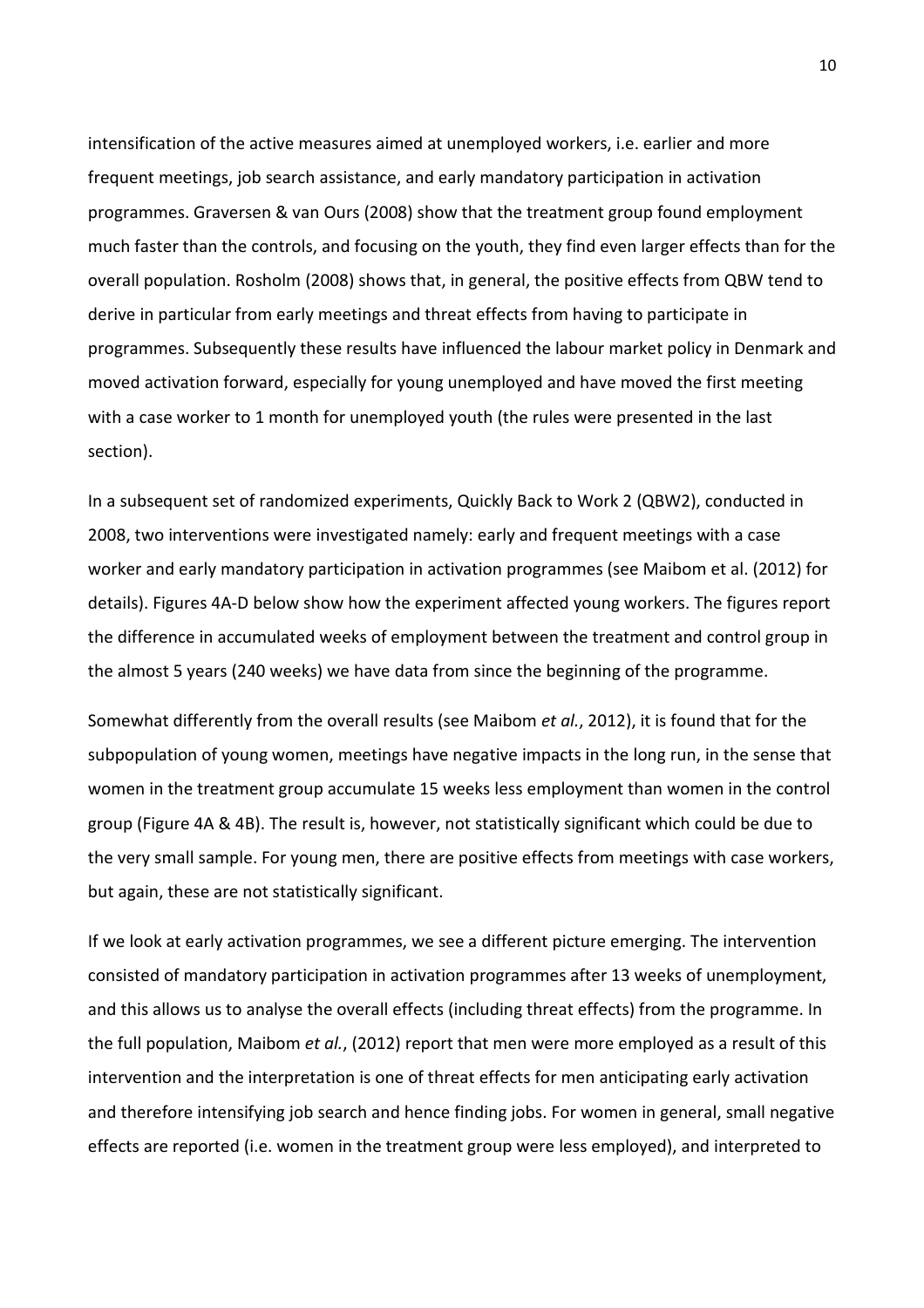intensification of the active measures aimed at unemployed workers, i.e. earlier and more frequent meetings, job search assistance, and early mandatory participation in activation programmes. Graversen & van Ours (2008) show that the treatment group found employment much faster than the controls, and focusing on the youth, they find even larger effects than for the overall population. Rosholm (2008) shows that, in general, the positive effects from QBW tend to derive in particular from early meetings and threat effects from having to participate in programmes. Subsequently these results have influenced the labour market policy in Denmark and moved activation forward, especially for young unemployed and have moved the first meeting with a case worker to 1 month for unemployed youth (the rules were presented in the last section).

In a subsequent set of randomized experiments, Quickly Back to Work 2 (QBW2), conducted in 2008, two interventions were investigated namely: early and frequent meetings with a case worker and early mandatory participation in activation programmes (see Maibom et al. (2012) for details). Figures 4A-D below show how the experiment affected young workers. The figures report the difference in accumulated weeks of employment between the treatment and control group in the almost 5 years (240 weeks) we have data from since the beginning of the programme.

Somewhat differently from the overall results (see Maibom *et al.*, 2012), it is found that for the subpopulation of young women, meetings have negative impacts in the long run, in the sense that women in the treatment group accumulate 15 weeks less employment than women in the control group (Figure 4A & 4B). The result is, however, not statistically significant which could be due to the very small sample. For young men, there are positive effects from meetings with case workers, but again, these are not statistically significant.

If we look at early activation programmes, we see a different picture emerging. The intervention consisted of mandatory participation in activation programmes after 13 weeks of unemployment, and this allows us to analyse the overall effects (including threat effects) from the programme. In the full population, Maibom *et al.*, (2012) report that men were more employed as a result of this intervention and the interpretation is one of threat effects for men anticipating early activation and therefore intensifying job search and hence finding jobs. For women in general, small negative effects are reported (i.e. women in the treatment group were less employed), and interpreted to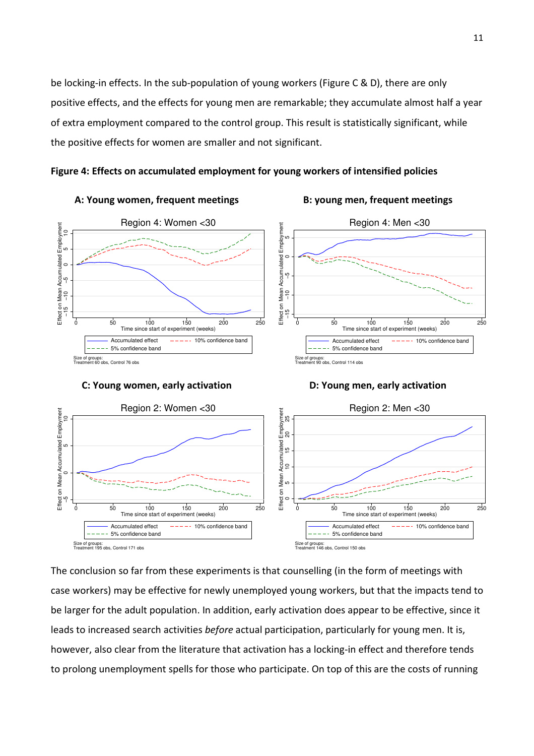be locking-in effects. In the sub-population of young workers (Figure C & D), there are only positive effects, and the effects for young men are remarkable; they accumulate almost half a year of extra employment compared to the control group. This result is statistically significant, while the positive effects for women are smaller and not significant.

**Figure 4: Effects on accumulated employment for young workers of intensified policies**

**A: Young women, frequent meetings**

**B: young men, frequent meetings**

**C: Young women, early activation**

**D: Young men, early activation**

The conclusion so far from these experiments is that counselling (in the form of meetings with case workers) may be effective for newly unemployed young workers, but that the impacts tend to be larger for the adult population. In addition, early activation does appear to be effective, since it leads to increased search activities *before* actual participation, particularly for young men. It is, however, also clear from the literature that activation has a locking-in effect and therefore tends to prolong unemployment spells for those who participate. On top of this are the costs of running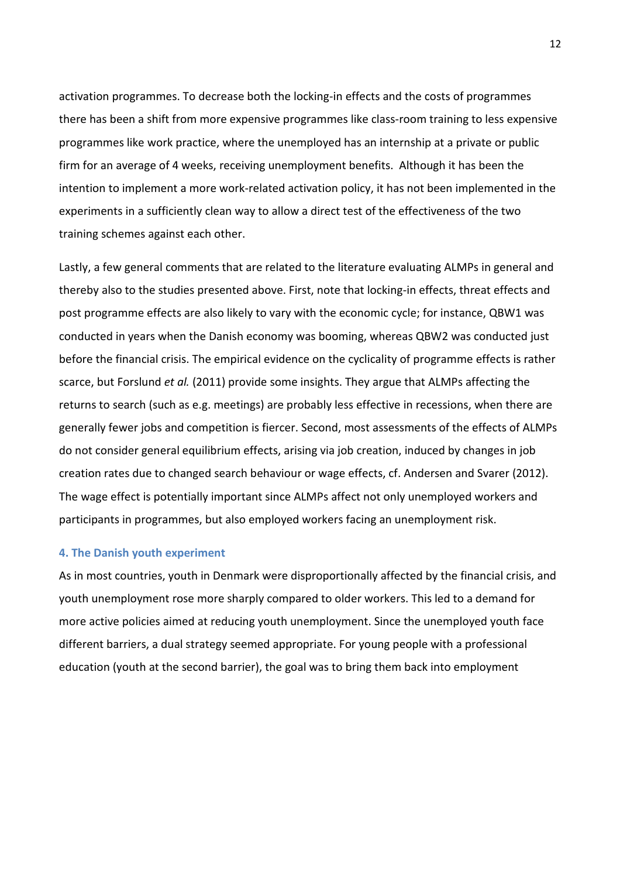activation programmes. To decrease both the locking-in effects and the costs of programmes there has been a shift from more expensive programmes like class-room training to less expensive programmes like work practice, where the unemployed has an internship at a private or public firm for an average of 4 weeks, receiving unemployment benefits. Although it has been the intention to implement a more work-related activation policy, it has not been implemented in the experiments in a sufficiently clean way to allow a direct test of the effectiveness of the two training schemes against each other.

Lastly, a few general comments that are related to the literature evaluating ALMPs in general and thereby also to the studies presented above. First, note that locking-in effects, threat effects and post programme effects are also likely to vary with the economic cycle; for instance, QBW1 was conducted in years when the Danish economy was booming, whereas QBW2 was conducted just before the financial crisis. The empirical evidence on the cyclicality of programme effects is rather scarce, but Forslund *et al.* (2011) provide some insights. They argue that ALMPs affecting the returns to search (such as e.g. meetings) are probably less effective in recessions, when there are generally fewer jobs and competition is fiercer. Second, most assessments of the effects of ALMPs do not consider general equilibrium effects, arising via job creation, induced by changes in job creation rates due to changed search behaviour or wage effects, cf. Andersen and Svarer (2012). The wage effect is potentially important since ALMPs affect not only unemployed workers and participants in programmes, but also employed workers facing an unemployment risk.

## 4. The Danish youth experiment

As in most countries, youth in Denmark were disproportionally affected by the financial crisis, and youth unemployment rose more sharply compared to older workers. This led to a demand for more active policies aimed at reducing youth unemployment. Since the unemployed youth face different barriers, a dual strategy seemed appropriate. For young people with a professional education (youth at the second barrier), the goal was to bring them back into employment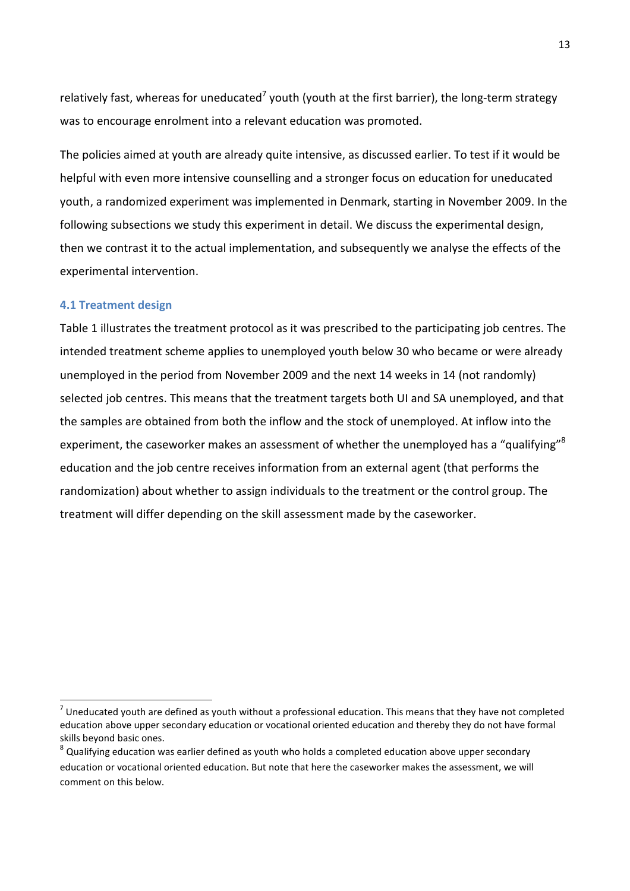relatively fast, whereas for uneducated[7] youth (youth at the first barrier), the long-term strategy was to encourage enrolment into a relevant education was promoted.

The policies aimed at youth are already quite intensive, as discussed earlier. To test if it would be helpful with even more intensive counselling and a stronger focus on education for uneducated youth, a randomized experiment was implemented in Denmark, starting in November 2009. In the following subsections we study this experiment in detail. We discuss the experimental design, then we contrast it to the actual implementation, and subsequently we analyse the effects of the experimental intervention.

### 4.1 Treatment design

Table 1 illustrates the treatment protocol as it was prescribed to the participating job centres. The intended treatment scheme applies to unemployed youth below 30 who became or were already unemployed in the period from November 2009 and the next 14 weeks in 14 (not randomly) selected job centres. This means that the treatment targets both UI and SA unemployed, and that the samples are obtained from both the inflow and the stock of unemployed. At inflow into the experiment, the caseworker makes an assessment of whether the unemployed has a "qualifying"[8] education and the job centre receives information from an external agent (that performs the randomization) about whether to assign individuals to the treatment or the control group. The treatment will differ depending on the skill assessment made by the caseworker.

---

[7] Uneducated youth are defined as youth without a professional education. This means that they have not completed education above upper secondary education or vocational oriented education and thereby they do not have formal skills beyond basic ones.

[8] Qualifying education was earlier defined as youth who holds a completed education above upper secondary education or vocational oriented education. But note that here the caseworker makes the assessment, we will comment on this below.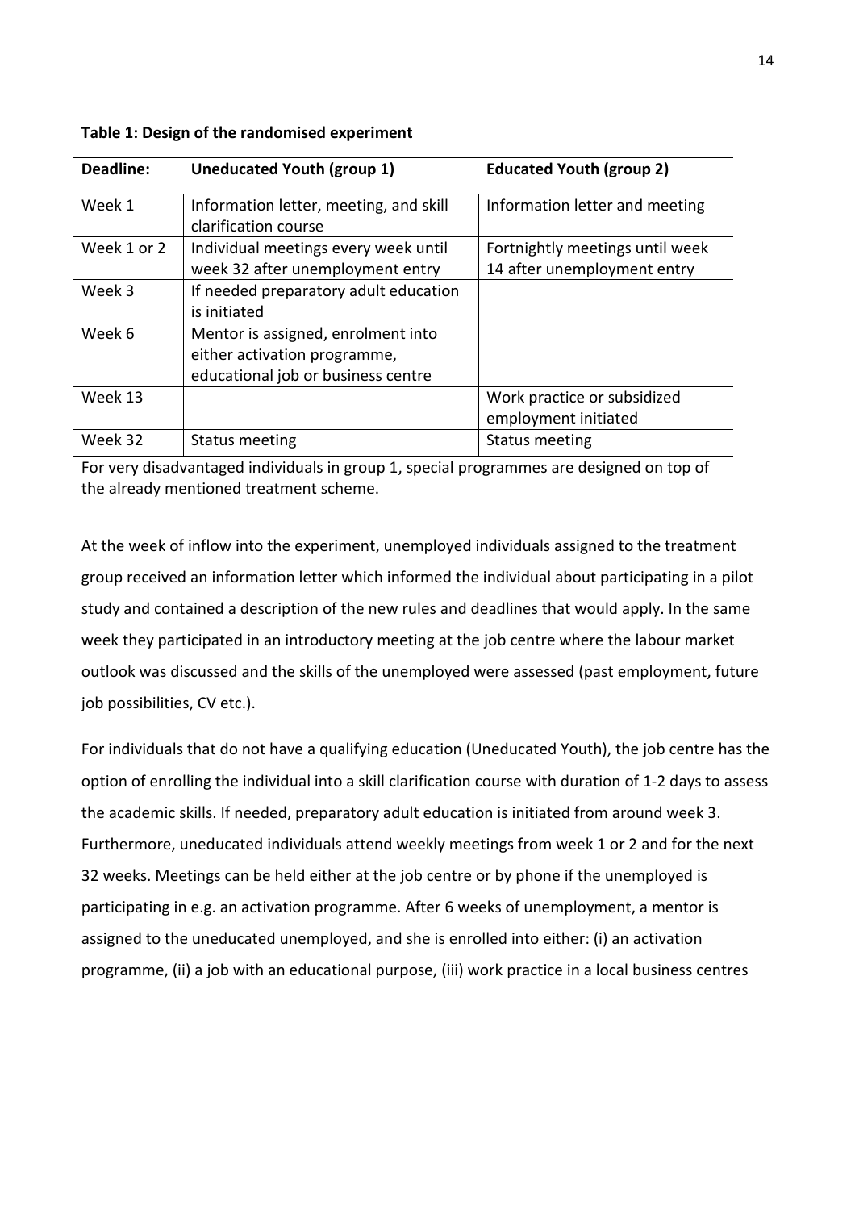**Table 1: Design of the randomised experiment**

| Deadline: | Uneducated Youth (group 1) | Educated Youth (group 2) |
|---|---|---|
| Week 1 | Information letter, meeting, and skill clarification course | Information letter and meeting |
| Week 1 or 2 | Individual meetings every week until week 32 after unemployment entry | Fortnightly meetings until week 14 after unemployment entry |
| Week 3 | If needed preparatory adult education is initiated | |
| Week 6 | Mentor is assigned, enrolment into either activation programme, educational job or business centre | |
| Week 13 | | Work practice or subsidized employment initiated |
| Week 32 | Status meeting | Status meeting |

For very disadvantaged individuals in group 1, special programmes are designed on top of the already mentioned treatment scheme.

At the week of inflow into the experiment, unemployed individuals assigned to the treatment group received an information letter which informed the individual about participating in a pilot study and contained a description of the new rules and deadlines that would apply. In the same week they participated in an introductory meeting at the job centre where the labour market outlook was discussed and the skills of the unemployed were assessed (past employment, future job possibilities, CV etc.).

For individuals that do not have a qualifying education (Uneducated Youth), the job centre has the option of enrolling the individual into a skill clarification course with duration of 1-2 days to assess the academic skills. If needed, preparatory adult education is initiated from around week 3. Furthermore, uneducated individuals attend weekly meetings from week 1 or 2 and for the next 32 weeks. Meetings can be held either at the job centre or by phone if the unemployed is participating in e.g. an activation programme. After 6 weeks of unemployment, a mentor is assigned to the uneducated unemployed, and she is enrolled into either: (i) an activation programme, (ii) a job with an educational purpose, (iii) work practice in a local business centres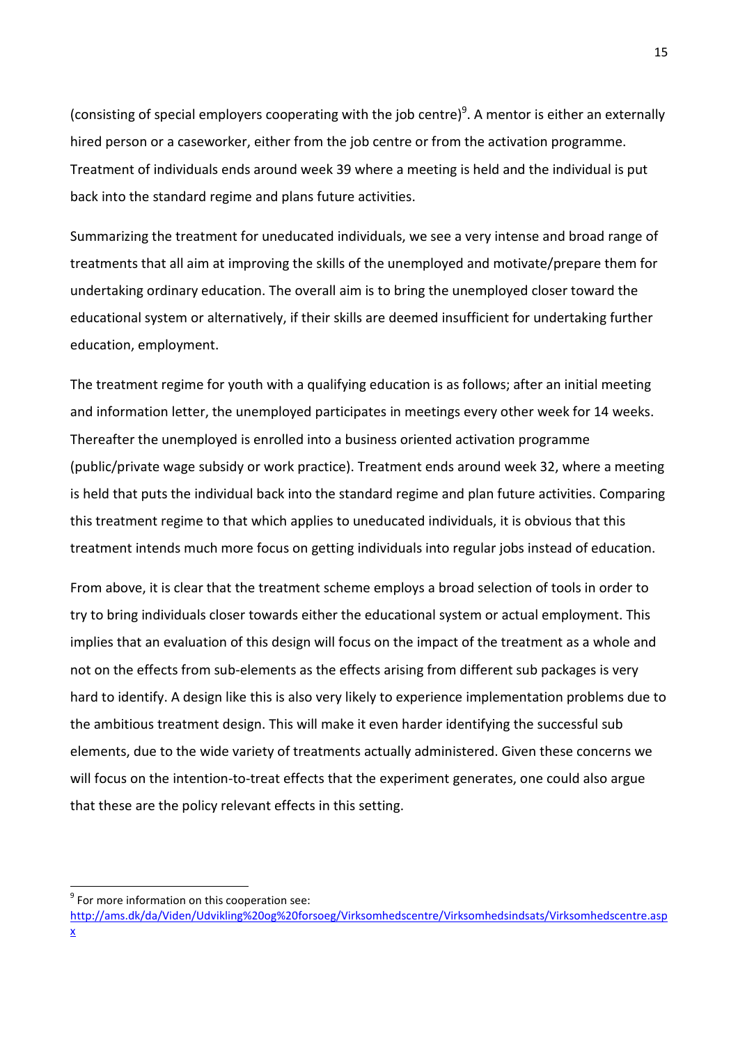(consisting of special employers cooperating with the job centre)[9]. A mentor is either an externally hired person or a caseworker, either from the job centre or from the activation programme. Treatment of individuals ends around week 39 where a meeting is held and the individual is put back into the standard regime and plans future activities.

Summarizing the treatment for uneducated individuals, we see a very intense and broad range of treatments that all aim at improving the skills of the unemployed and motivate/prepare them for undertaking ordinary education. The overall aim is to bring the unemployed closer toward the educational system or alternatively, if their skills are deemed insufficient for undertaking further education, employment.

The treatment regime for youth with a qualifying education is as follows; after an initial meeting and information letter, the unemployed participates in meetings every other week for 14 weeks. Thereafter the unemployed is enrolled into a business oriented activation programme (public/private wage subsidy or work practice). Treatment ends around week 32, where a meeting is held that puts the individual back into the standard regime and plan future activities. Comparing this treatment regime to that which applies to uneducated individuals, it is obvious that this treatment intends much more focus on getting individuals into regular jobs instead of education.

From above, it is clear that the treatment scheme employs a broad selection of tools in order to try to bring individuals closer towards either the educational system or actual employment. This implies that an evaluation of this design will focus on the impact of the treatment as a whole and not on the effects from sub-elements as the effects arising from different sub packages is very hard to identify. A design like this is also very likely to experience implementation problems due to the ambitious treatment design. This will make it even harder identifying the successful sub elements, due to the wide variety of treatments actually administered. Given these concerns we will focus on the intention-to-treat effects that the experiment generates, one could also argue that these are the policy relevant effects in this setting.

[9] For more information on this cooperation see: http://ams.dk/da/Viden/Udvikling%20og%20forsoeg/Virksomhedscentre/Virksomhedsindsats/Virksomhedscentre.aspx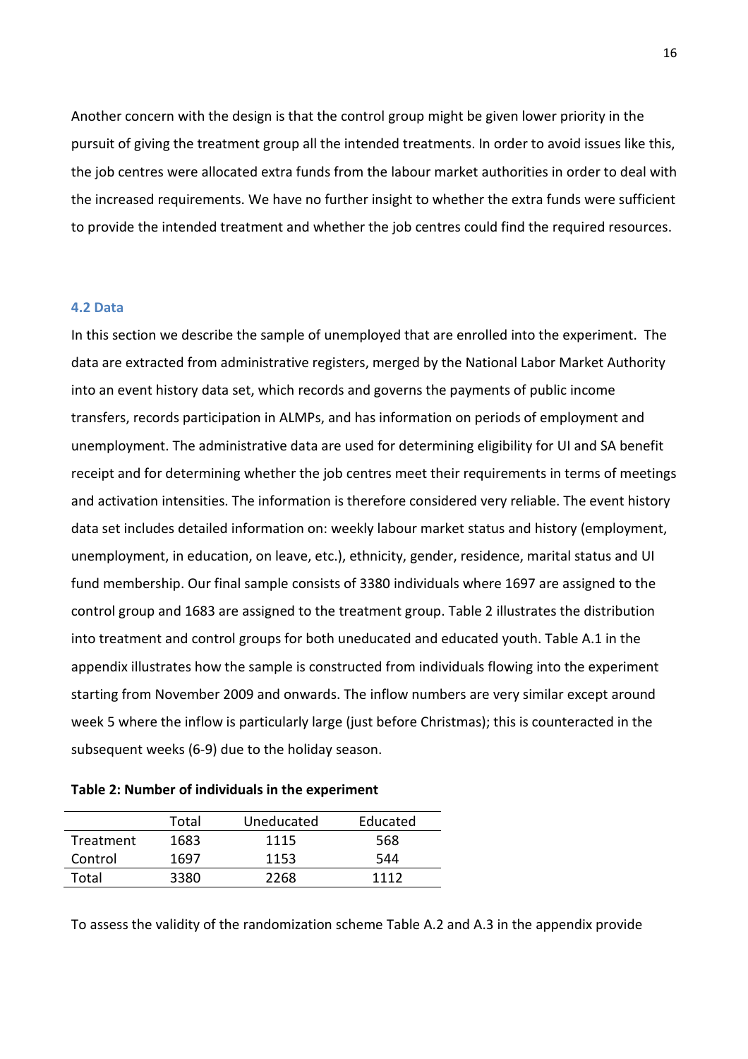Another concern with the design is that the control group might be given lower priority in the pursuit of giving the treatment group all the intended treatments. In order to avoid issues like this, the job centres were allocated extra funds from the labour market authorities in order to deal with the increased requirements. We have no further insight to whether the extra funds were sufficient to provide the intended treatment and whether the job centres could find the required resources.

### 4.2 Data

In this section we describe the sample of unemployed that are enrolled into the experiment. The data are extracted from administrative registers, merged by the National Labor Market Authority into an event history data set, which records and governs the payments of public income transfers, records participation in ALMPs, and has information on periods of employment and unemployment. The administrative data are used for determining eligibility for UI and SA benefit receipt and for determining whether the job centres meet their requirements in terms of meetings and activation intensities. The information is therefore considered very reliable. The event history data set includes detailed information on: weekly labour market status and history (employment, unemployment, in education, on leave, etc.), ethnicity, gender, residence, marital status and UI fund membership. Our final sample consists of 3380 individuals where 1697 are assigned to the control group and 1683 are assigned to the treatment group. Table 2 illustrates the distribution into treatment and control groups for both uneducated and educated youth. Table A.1 in the appendix illustrates how the sample is constructed from individuals flowing into the experiment starting from November 2009 and onwards. The inflow numbers are very similar except around week 5 where the inflow is particularly large (just before Christmas); this is counteracted in the subsequent weeks (6-9) due to the holiday season.

**Table 2: Number of individuals in the experiment**

| | Total | Uneducated | Educated |
|---|---|---|---|
| Treatment | 1683 | 1115 | 568 |
| Control | 1697 | 1153 | 544 |
| Total | 3380 | 2268 | 1112 |

To assess the validity of the randomization scheme Table A.2 and A.3 in the appendix provide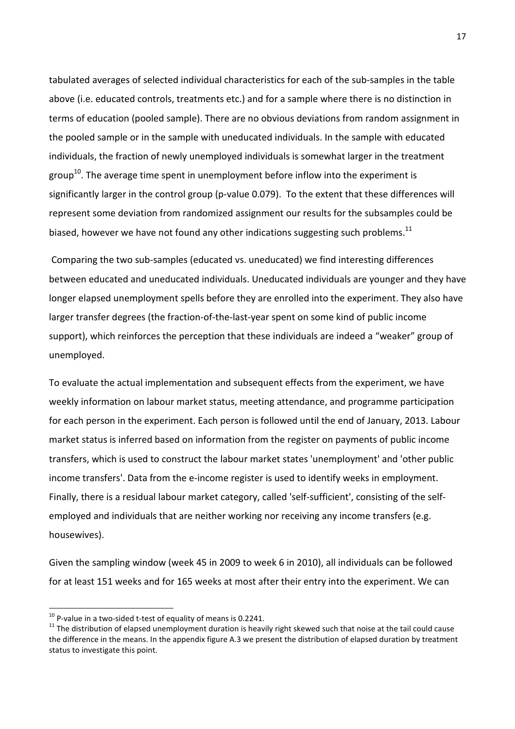tabulated averages of selected individual characteristics for each of the sub-samples in the table above (i.e. educated controls, treatments etc.) and for a sample where there is no distinction in terms of education (pooled sample). There are no obvious deviations from random assignment in the pooled sample or in the sample with uneducated individuals. In the sample with educated individuals, the fraction of newly unemployed individuals is somewhat larger in the treatment group[10]. The average time spent in unemployment before inflow into the experiment is significantly larger in the control group (p-value 0.079). To the extent that these differences will represent some deviation from randomized assignment our results for the subsamples could be biased, however we have not found any other indications suggesting such problems.[11]

Comparing the two sub-samples (educated vs. uneducated) we find interesting differences between educated and uneducated individuals. Uneducated individuals are younger and they have longer elapsed unemployment spells before they are enrolled into the experiment. They also have larger transfer degrees (the fraction-of-the-last-year spent on some kind of public income support), which reinforces the perception that these individuals are indeed a "weaker" group of unemployed.

To evaluate the actual implementation and subsequent effects from the experiment, we have weekly information on labour market status, meeting attendance, and programme participation for each person in the experiment. Each person is followed until the end of January, 2013. Labour market status is inferred based on information from the register on payments of public income transfers, which is used to construct the labour market states 'unemployment' and 'other public income transfers'. Data from the e-income register is used to identify weeks in employment. Finally, there is a residual labour market category, called 'self-sufficient', consisting of the self-employed and individuals that are neither working nor receiving any income transfers (e.g. housewives).

Given the sampling window (week 45 in 2009 to week 6 in 2010), all individuals can be followed for at least 151 weeks and for 165 weeks at most after their entry into the experiment. We can

[10] P-value in a two-sided t-test of equality of means is 0.2241.

[11] The distribution of elapsed unemployment duration is heavily right skewed such that noise at the tail could cause the difference in the means. In the appendix figure A.3 we present the distribution of elapsed duration by treatment status to investigate this point.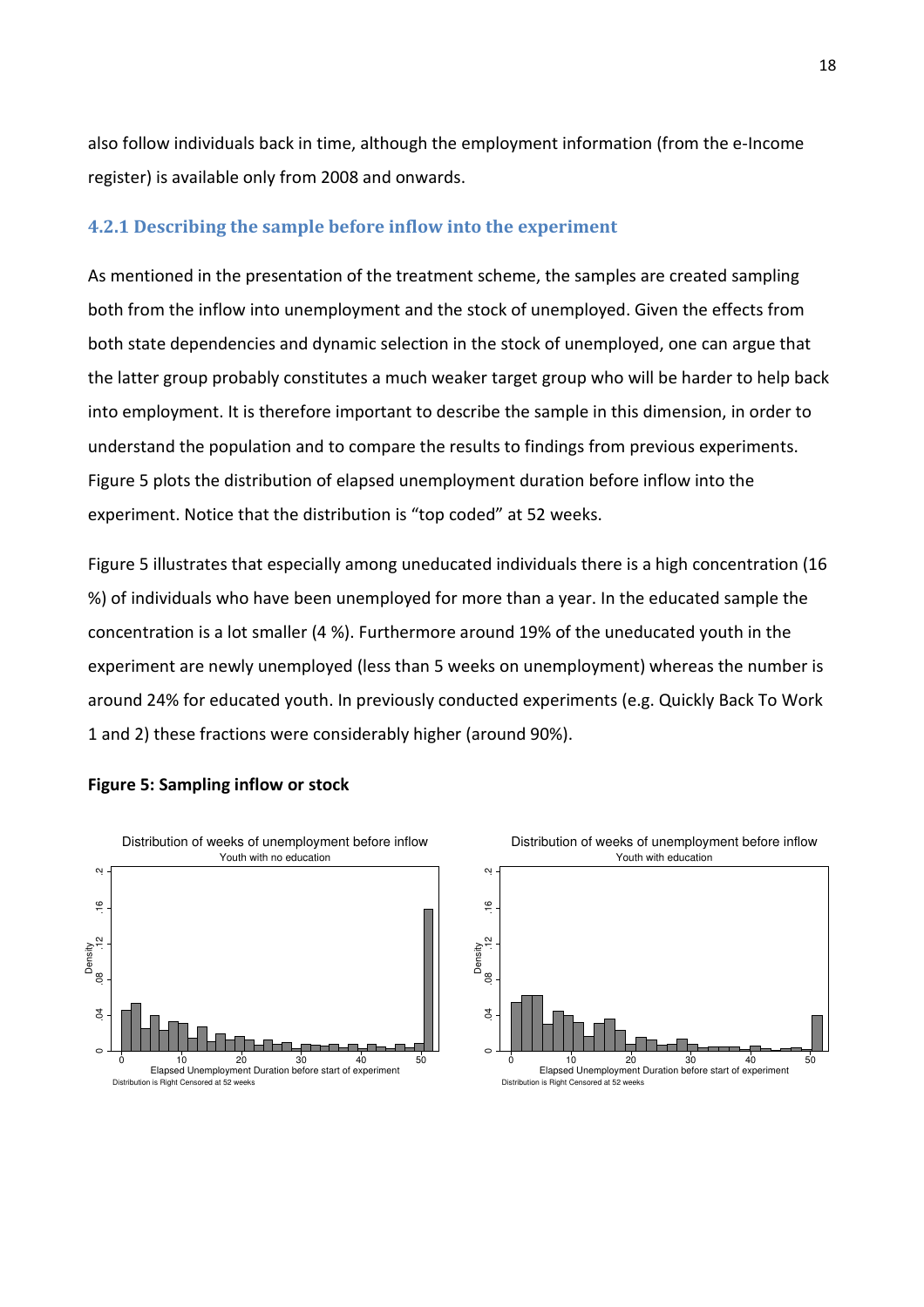also follow individuals back in time, although the employment information (from the e-Income register) is available only from 2008 and onwards.

### 4.2.1 Describing the sample before inflow into the experiment

As mentioned in the presentation of the treatment scheme, the samples are created sampling both from the inflow into unemployment and the stock of unemployed. Given the effects from both state dependencies and dynamic selection in the stock of unemployed, one can argue that the latter group probably constitutes a much weaker target group who will be harder to help back into employment. It is therefore important to describe the sample in this dimension, in order to understand the population and to compare the results to findings from previous experiments. Figure 5 plots the distribution of elapsed unemployment duration before inflow into the experiment. Notice that the distribution is "top coded" at 52 weeks.

Figure 5 illustrates that especially among uneducated individuals there is a high concentration (16 %) of individuals who have been unemployed for more than a year. In the educated sample the concentration is a lot smaller (4 %). Furthermore around 19% of the uneducated youth in the experiment are newly unemployed (less than 5 weeks on unemployment) whereas the number is around 24% for educated youth. In previously conducted experiments (e.g. Quickly Back To Work 1 and 2) these fractions were considerably higher (around 90%).

**Figure 5: Sampling inflow or stock**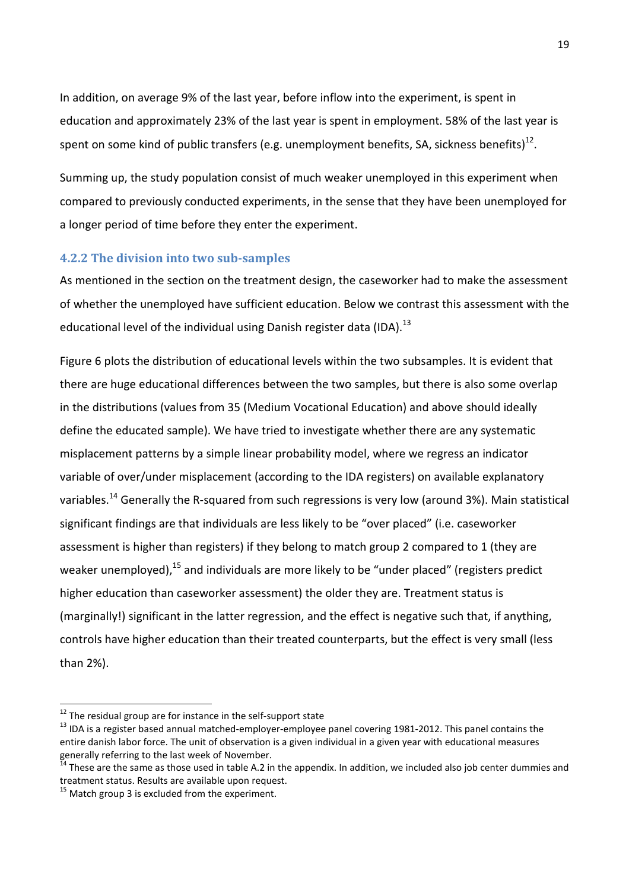In addition, on average 9% of the last year, before inflow into the experiment, is spent in education and approximately 23% of the last year is spent in employment. 58% of the last year is spent on some kind of public transfers (e.g. unemployment benefits, SA, sickness benefits)[12].

Summing up, the study population consist of much weaker unemployed in this experiment when compared to previously conducted experiments, in the sense that they have been unemployed for a longer period of time before they enter the experiment.

### 4.2.2 The division into two sub-samples

As mentioned in the section on the treatment design, the caseworker had to make the assessment of whether the unemployed have sufficient education. Below we contrast this assessment with the educational level of the individual using Danish register data (IDA).[13]

Figure 6 plots the distribution of educational levels within the two subsamples. It is evident that there are huge educational differences between the two samples, but there is also some overlap in the distributions (values from 35 (Medium Vocational Education) and above should ideally define the educated sample). We have tried to investigate whether there are any systematic misplacement patterns by a simple linear probability model, where we regress an indicator variable of over/under misplacement (according to the IDA registers) on available explanatory variables.[14] Generally the R-squared from such regressions is very low (around 3%). Main statistical significant findings are that individuals are less likely to be "over placed" (i.e. caseworker assessment is higher than registers) if they belong to match group 2 compared to 1 (they are weaker unemployed),[15] and individuals are more likely to be "under placed" (registers predict higher education than caseworker assessment) the older they are. Treatment status is (marginally!) significant in the latter regression, and the effect is negative such that, if anything, controls have higher education than their treated counterparts, but the effect is very small (less than 2%).

---

[12] The residual group are for instance in the self-support state

[13] IDA is a register based annual matched-employer-employee panel covering 1981-2012. This panel contains the entire danish labor force. The unit of observation is a given individual in a given year with educational measures generally referring to the last week of November.

[14] These are the same as those used in table A.2 in the appendix. In addition, we included also job center dummies and treatment status. Results are available upon request.

[15] Match group 3 is excluded from the experiment.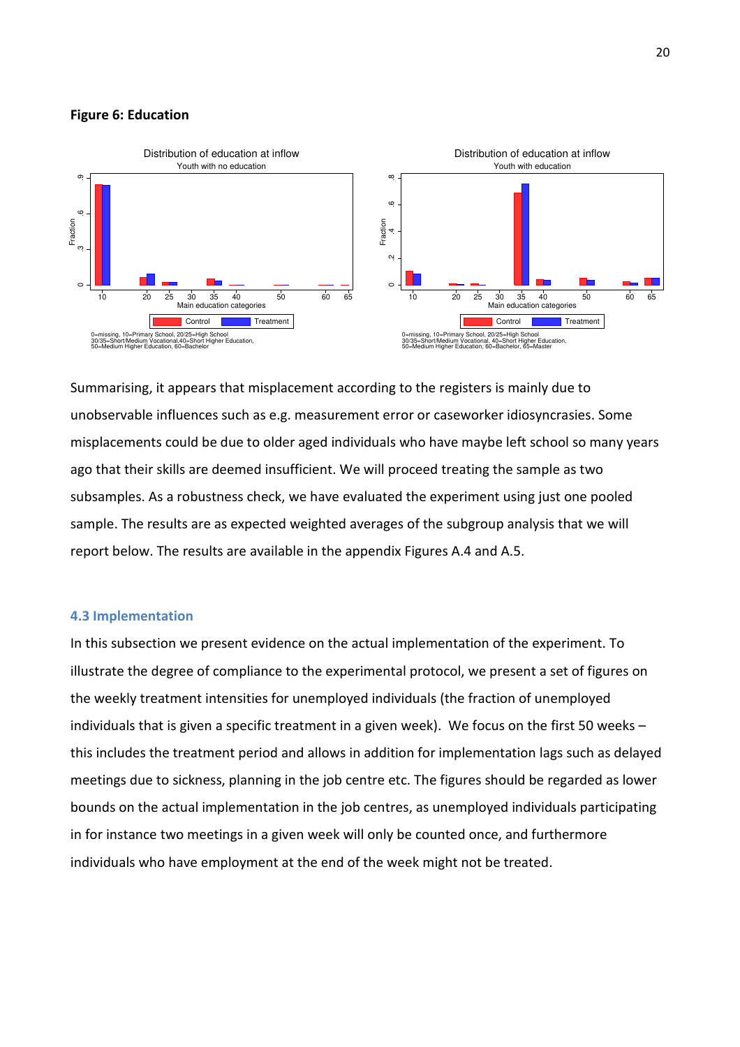**Figure 6: Education**

Summarising, it appears that misplacement according to the registers is mainly due to unobservable influences such as e.g. measurement error or caseworker idiosyncrasies. Some misplacements could be due to older aged individuals who have maybe left school so many years ago that their skills are deemed insufficient. We will proceed treating the sample as two subsamples. As a robustness check, we have evaluated the experiment using just one pooled sample. The results are as expected weighted averages of the subgroup analysis that we will report below. The results are available in the appendix Figures A.4 and A.5.

### 4.3 Implementation

In this subsection we present evidence on the actual implementation of the experiment. To illustrate the degree of compliance to the experimental protocol, we present a set of figures on the weekly treatment intensities for unemployed individuals (the fraction of unemployed individuals that is given a specific treatment in a given week). We focus on the first 50 weeks – this includes the treatment period and allows in addition for implementation lags such as delayed meetings due to sickness, planning in the job centre etc. The figures should be regarded as lower bounds on the actual implementation in the job centres, as unemployed individuals participating in for instance two meetings in a given week will only be counted once, and furthermore individuals who have employment at the end of the week might not be treated.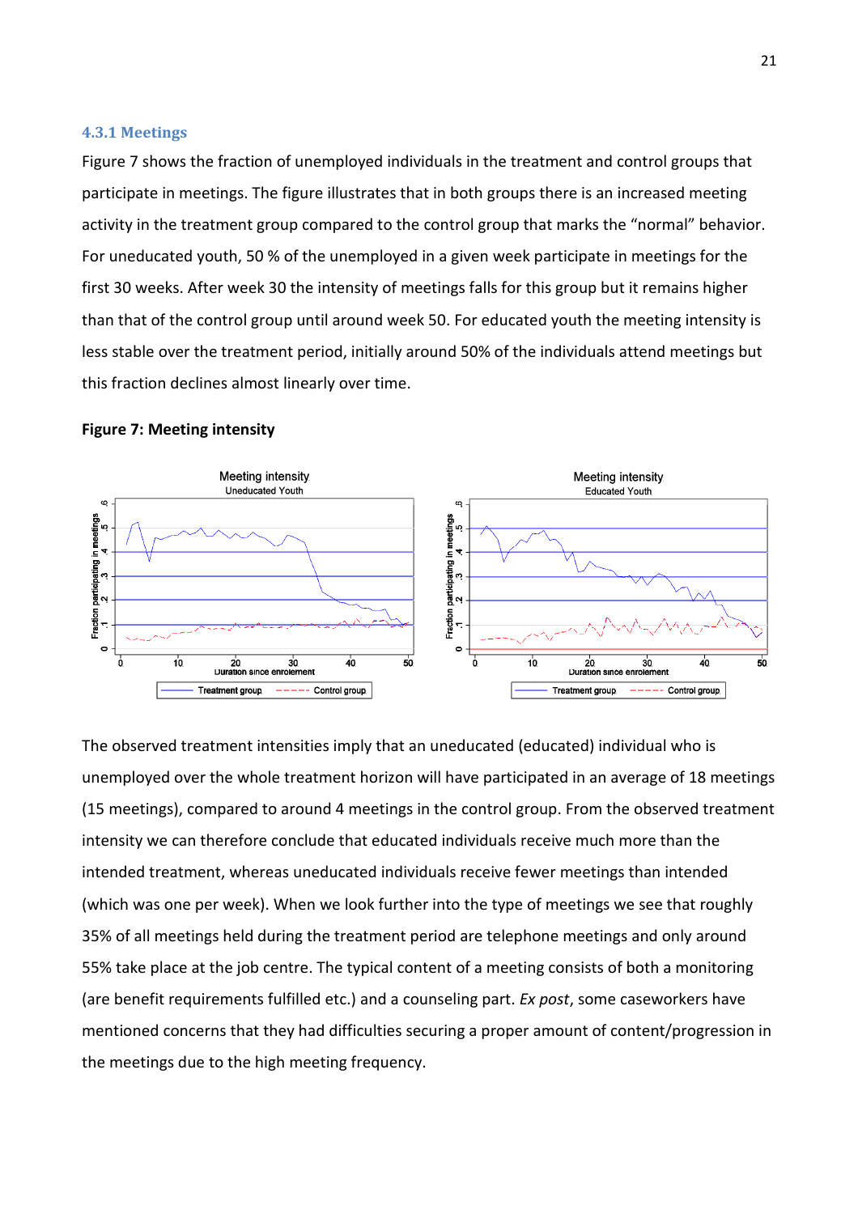### 4.3.1 Meetings

Figure 7 shows the fraction of unemployed individuals in the treatment and control groups that participate in meetings. The figure illustrates that in both groups there is an increased meeting activity in the treatment group compared to the control group that marks the "normal" behavior. For uneducated youth, 50 % of the unemployed in a given week participate in meetings for the first 30 weeks. After week 30 the intensity of meetings falls for this group but it remains higher than that of the control group until around week 50. For educated youth the meeting intensity is less stable over the treatment period, initially around 50% of the individuals attend meetings but this fraction declines almost linearly over time.

**Figure 7: Meeting intensity**

The observed treatment intensities imply that an uneducated (educated) individual who is unemployed over the whole treatment horizon will have participated in an average of 18 meetings (15 meetings), compared to around 4 meetings in the control group. From the observed treatment intensity we can therefore conclude that educated individuals receive much more than the intended treatment, whereas uneducated individuals receive fewer meetings than intended (which was one per week). When we look further into the type of meetings we see that roughly 35% of all meetings held during the treatment period are telephone meetings and only around 55% take place at the job centre. The typical content of a meeting consists of both a monitoring (are benefit requirements fulfilled etc.) and a counseling part. *Ex post*, some caseworkers have mentioned concerns that they had difficulties securing a proper amount of content/progression in the meetings due to the high meeting frequency.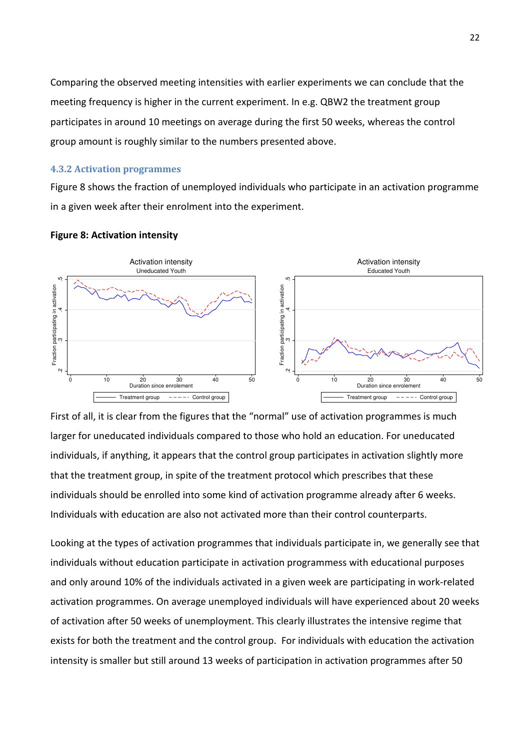Comparing the observed meeting intensities with earlier experiments we can conclude that the meeting frequency is higher in the current experiment. In e.g. QBW2 the treatment group participates in around 10 meetings on average during the first 50 weeks, whereas the control group amount is roughly similar to the numbers presented above.

### 4.3.2 Activation programmes

Figure 8 shows the fraction of unemployed individuals who participate in an activation programme in a given week after their enrolment into the experiment.

**Figure 8: Activation intensity**

First of all, it is clear from the figures that the "normal" use of activation programmes is much larger for uneducated individuals compared to those who hold an education. For uneducated individuals, if anything, it appears that the control group participates in activation slightly more that the treatment group, in spite of the treatment protocol which prescribes that these individuals should be enrolled into some kind of activation programme already after 6 weeks. Individuals with education are also not activated more than their control counterparts.

Looking at the types of activation programmes that individuals participate in, we generally see that individuals without education participate in activation programmess with educational purposes and only around 10% of the individuals activated in a given week are participating in work-related activation programmes. On average unemployed individuals will have experienced about 20 weeks of activation after 50 weeks of unemployment. This clearly illustrates the intensive regime that exists for both the treatment and the control group. For individuals with education the activation intensity is smaller but still around 13 weeks of participation in activation programmes after 50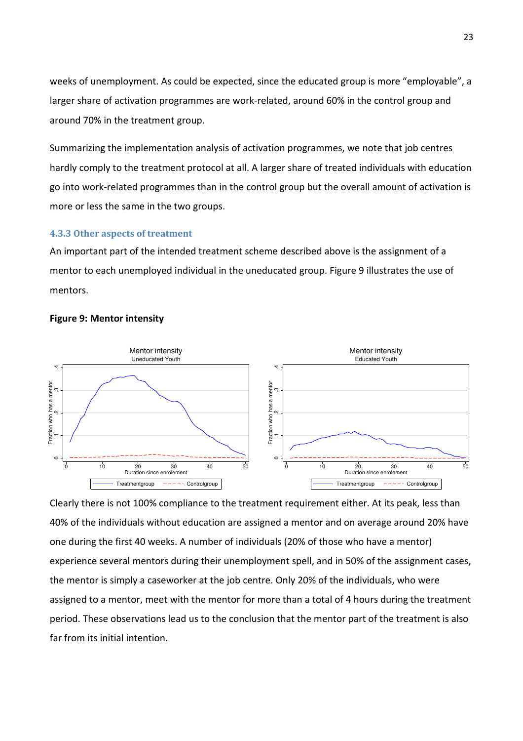weeks of unemployment. As could be expected, since the educated group is more "employable", a larger share of activation programmes are work-related, around 60% in the control group and around 70% in the treatment group.

Summarizing the implementation analysis of activation programmes, we note that job centres hardly comply to the treatment protocol at all. A larger share of treated individuals with education go into work-related programmes than in the control group but the overall amount of activation is more or less the same in the two groups.

### 4.3.3 Other aspects of treatment

An important part of the intended treatment scheme described above is the assignment of a mentor to each unemployed individual in the uneducated group. Figure 9 illustrates the use of mentors.

**Figure 9: Mentor intensity**

Clearly there is not 100% compliance to the treatment requirement either. At its peak, less than 40% of the individuals without education are assigned a mentor and on average around 20% have one during the first 40 weeks. A number of individuals (20% of those who have a mentor) experience several mentors during their unemployment spell, and in 50% of the assignment cases, the mentor is simply a caseworker at the job centre. Only 20% of the individuals, who were assigned to a mentor, meet with the mentor for more than a total of 4 hours during the treatment period. These observations lead us to the conclusion that the mentor part of the treatment is also far from its initial intention.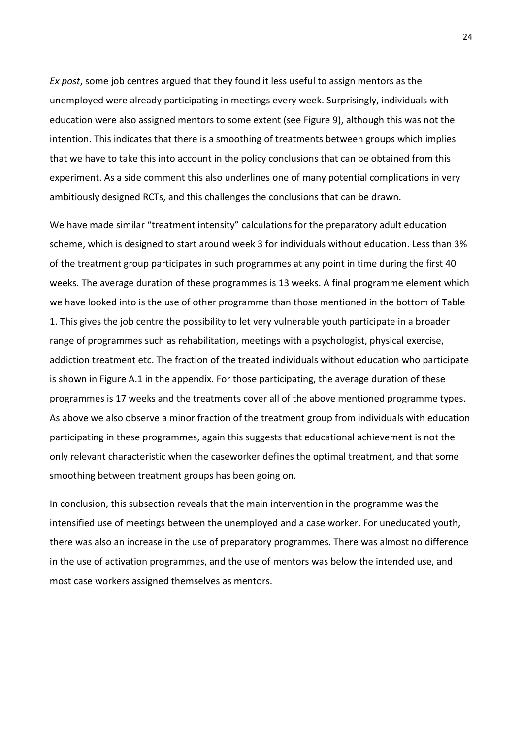*Ex post*, some job centres argued that they found it less useful to assign mentors as the unemployed were already participating in meetings every week. Surprisingly, individuals with education were also assigned mentors to some extent (see Figure 9), although this was not the intention. This indicates that there is a smoothing of treatments between groups which implies that we have to take this into account in the policy conclusions that can be obtained from this experiment. As a side comment this also underlines one of many potential complications in very ambitiously designed RCTs, and this challenges the conclusions that can be drawn.

We have made similar "treatment intensity" calculations for the preparatory adult education scheme, which is designed to start around week 3 for individuals without education. Less than 3% of the treatment group participates in such programmes at any point in time during the first 40 weeks. The average duration of these programmes is 13 weeks. A final programme element which we have looked into is the use of other programme than those mentioned in the bottom of Table 1. This gives the job centre the possibility to let very vulnerable youth participate in a broader range of programmes such as rehabilitation, meetings with a psychologist, physical exercise, addiction treatment etc. The fraction of the treated individuals without education who participate is shown in Figure A.1 in the appendix. For those participating, the average duration of these programmes is 17 weeks and the treatments cover all of the above mentioned programme types. As above we also observe a minor fraction of the treatment group from individuals with education participating in these programmes, again this suggests that educational achievement is not the only relevant characteristic when the caseworker defines the optimal treatment, and that some smoothing between treatment groups has been going on.

In conclusion, this subsection reveals that the main intervention in the programme was the intensified use of meetings between the unemployed and a case worker. For uneducated youth, there was also an increase in the use of preparatory programmes. There was almost no difference in the use of activation programmes, and the use of mentors was below the intended use, and most case workers assigned themselves as mentors.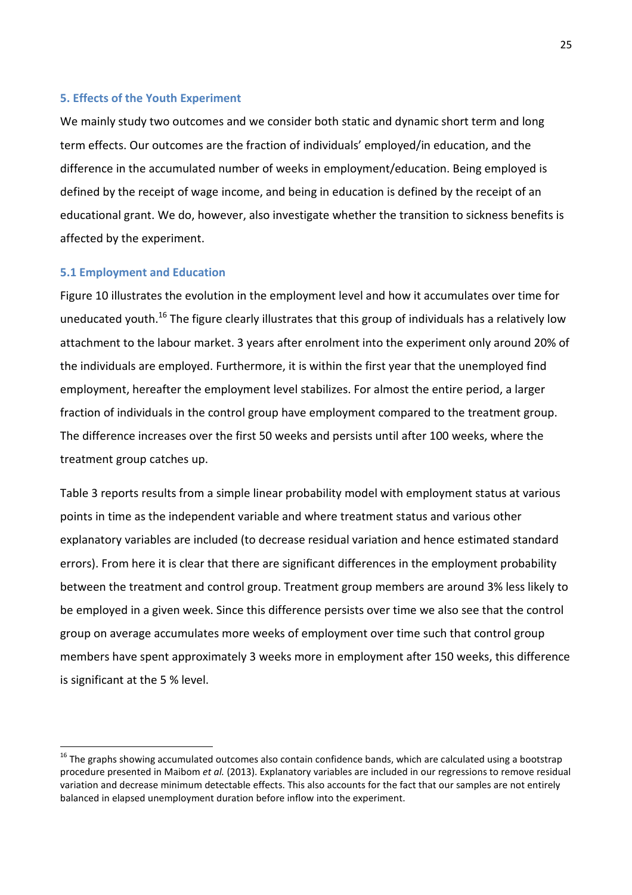## 5. Effects of the Youth Experiment

We mainly study two outcomes and we consider both static and dynamic short term and long term effects. Our outcomes are the fraction of individuals' employed/in education, and the difference in the accumulated number of weeks in employment/education. Being employed is defined by the receipt of wage income, and being in education is defined by the receipt of an educational grant. We do, however, also investigate whether the transition to sickness benefits is affected by the experiment.

### 5.1 Employment and Education

Figure 10 illustrates the evolution in the employment level and how it accumulates over time for uneducated youth.[16] The figure clearly illustrates that this group of individuals has a relatively low attachment to the labour market. 3 years after enrolment into the experiment only around 20% of the individuals are employed. Furthermore, it is within the first year that the unemployed find employment, hereafter the employment level stabilizes. For almost the entire period, a larger fraction of individuals in the control group have employment compared to the treatment group. The difference increases over the first 50 weeks and persists until after 100 weeks, where the treatment group catches up.

Table 3 reports results from a simple linear probability model with employment status at various points in time as the independent variable and where treatment status and various other explanatory variables are included (to decrease residual variation and hence estimated standard errors). From here it is clear that there are significant differences in the employment probability between the treatment and control group. Treatment group members are around 3% less likely to be employed in a given week. Since this difference persists over time we also see that the control group on average accumulates more weeks of employment over time such that control group members have spent approximately 3 weeks more in employment after 150 weeks, this difference is significant at the 5 % level.

[16] The graphs showing accumulated outcomes also contain confidence bands, which are calculated using a bootstrap procedure presented in Maibom *et al.* (2013). Explanatory variables are included in our regressions to remove residual variation and decrease minimum detectable effects. This also accounts for the fact that our samples are not entirely balanced in elapsed unemployment duration before inflow into the experiment.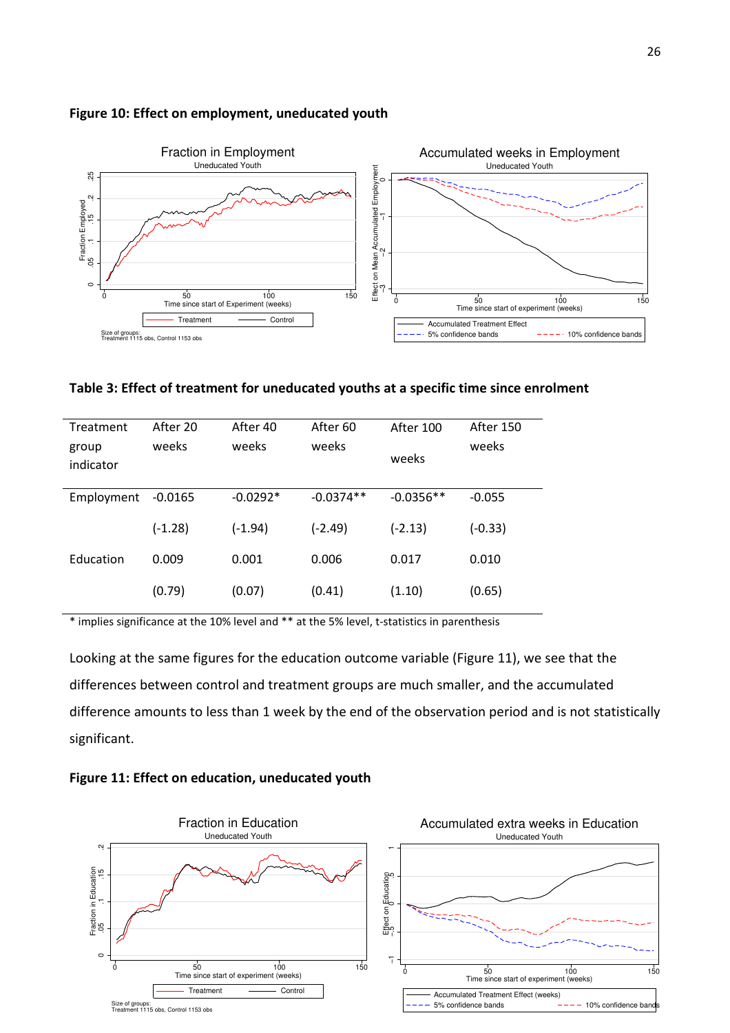**Figure 10: Effect on employment, uneducated youth**

**Table 3: Effect of treatment for uneducated youths at a specific time since enrolment**

| Treatment group indicator | After 20 weeks | After 40 weeks | After 60 weeks | After 100 weeks | After 150 weeks |
|---|---|---|---|---|---|
| Employment | -0.0165 | -0.0292* | -0.0374** | -0.0356** | -0.055 |
| | (-1.28) | (-1.94) | (-2.49) | (-2.13) | (-0.33) |
| Education | 0.009 | 0.001 | 0.006 | 0.017 | 0.010 |
| | (0.79) | (0.07) | (0.41) | (1.10) | (0.65) |

\* implies significance at the 10% level and ** at the 5% level, t-statistics in parenthesis

Looking at the same figures for the education outcome variable (Figure 11), we see that the differences between control and treatment groups are much smaller, and the accumulated difference amounts to less than 1 week by the end of the observation period and is not statistically significant.

**Figure 11: Effect on education, uneducated youth**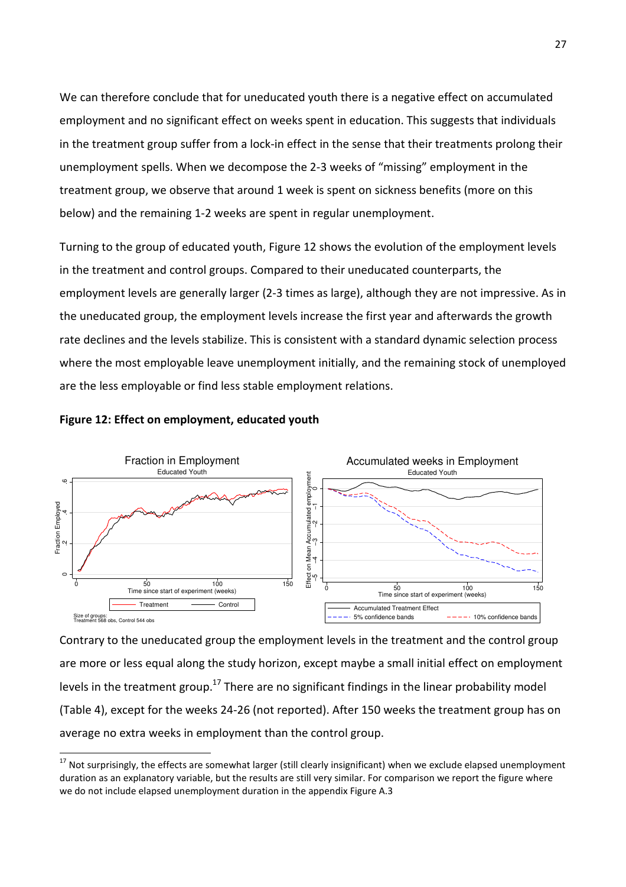We can therefore conclude that for uneducated youth there is a negative effect on accumulated employment and no significant effect on weeks spent in education. This suggests that individuals in the treatment group suffer from a lock-in effect in the sense that their treatments prolong their unemployment spells. When we decompose the 2-3 weeks of "missing" employment in the treatment group, we observe that around 1 week is spent on sickness benefits (more on this below) and the remaining 1-2 weeks are spent in regular unemployment.

Turning to the group of educated youth, Figure 12 shows the evolution of the employment levels in the treatment and control groups. Compared to their uneducated counterparts, the employment levels are generally larger (2-3 times as large), although they are not impressive. As in the uneducated group, the employment levels increase the first year and afterwards the growth rate declines and the levels stabilize. This is consistent with a standard dynamic selection process where the most employable leave unemployment initially, and the remaining stock of unemployed are the less employable or find less stable employment relations.

**Figure 12: Effect on employment, educated youth**

Contrary to the uneducated group the employment levels in the treatment and the control group are more or less equal along the study horizon, except maybe a small initial effect on employment levels in the treatment group.[17] There are no significant findings in the linear probability model (Table 4), except for the weeks 24-26 (not reported). After 150 weeks the treatment group has on average no extra weeks in employment than the control group.

[17] Not surprisingly, the effects are somewhat larger (still clearly insignificant) when we exclude elapsed unemployment duration as an explanatory variable, but the results are still very similar. For comparison we report the figure where we do not include elapsed unemployment duration in the appendix Figure A.3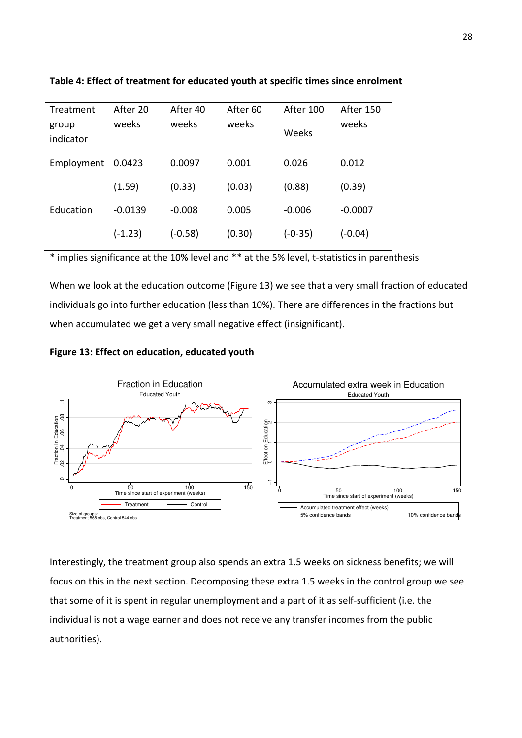**Table 4: Effect of treatment for educated youth at specific times since enrolment**

| Treatment group indicator | After 20 weeks | After 40 weeks | After 60 weeks | After 100 Weeks | After 150 weeks |
|---|---|---|---|---|---|
| Employment | 0.0423 | 0.0097 | 0.001 | 0.026 | 0.012 |
| | (1.59) | (0.33) | (0.03) | (0.88) | (0.39) |
| Education | -0.0139 | -0.008 | 0.005 | -0.006 | -0.0007 |
| | (-1.23) | (-0.58) | (0.30) | (-0-35) | (-0.04) |

* implies significance at the 10% level and ** at the 5% level, t-statistics in parenthesis

When we look at the education outcome (Figure 13) we see that a very small fraction of educated individuals go into further education (less than 10%). There are differences in the fractions but when accumulated we get a very small negative effect (insignificant).

**Figure 13: Effect on education, educated youth**

Interestingly, the treatment group also spends an extra 1.5 weeks on sickness benefits; we will focus on this in the next section. Decomposing these extra 1.5 weeks in the control group we see that some of it is spent in regular unemployment and a part of it as self-sufficient (i.e. the individual is not a wage earner and does not receive any transfer incomes from the public authorities).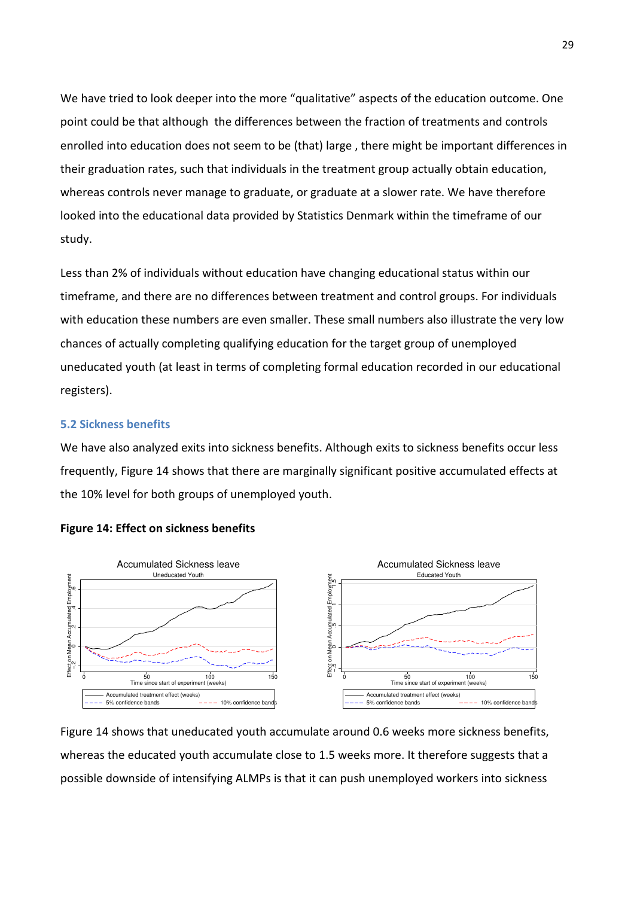We have tried to look deeper into the more "qualitative" aspects of the education outcome. One point could be that although the differences between the fraction of treatments and controls enrolled into education does not seem to be (that) large , there might be important differences in their graduation rates, such that individuals in the treatment group actually obtain education, whereas controls never manage to graduate, or graduate at a slower rate. We have therefore looked into the educational data provided by Statistics Denmark within the timeframe of our study.

Less than 2% of individuals without education have changing educational status within our timeframe, and there are no differences between treatment and control groups. For individuals with education these numbers are even smaller. These small numbers also illustrate the very low chances of actually completing qualifying education for the target group of unemployed uneducated youth (at least in terms of completing formal education recorded in our educational registers).

## 5.2 Sickness benefits

We have also analyzed exits into sickness benefits. Although exits to sickness benefits occur less frequently, Figure 14 shows that there are marginally significant positive accumulated effects at the 10% level for both groups of unemployed youth.

**Figure 14: Effect on sickness benefits**

Figure 14 shows that uneducated youth accumulate around 0.6 weeks more sickness benefits, whereas the educated youth accumulate close to 1.5 weeks more. It therefore suggests that a possible downside of intensifying ALMPs is that it can push unemployed workers into sickness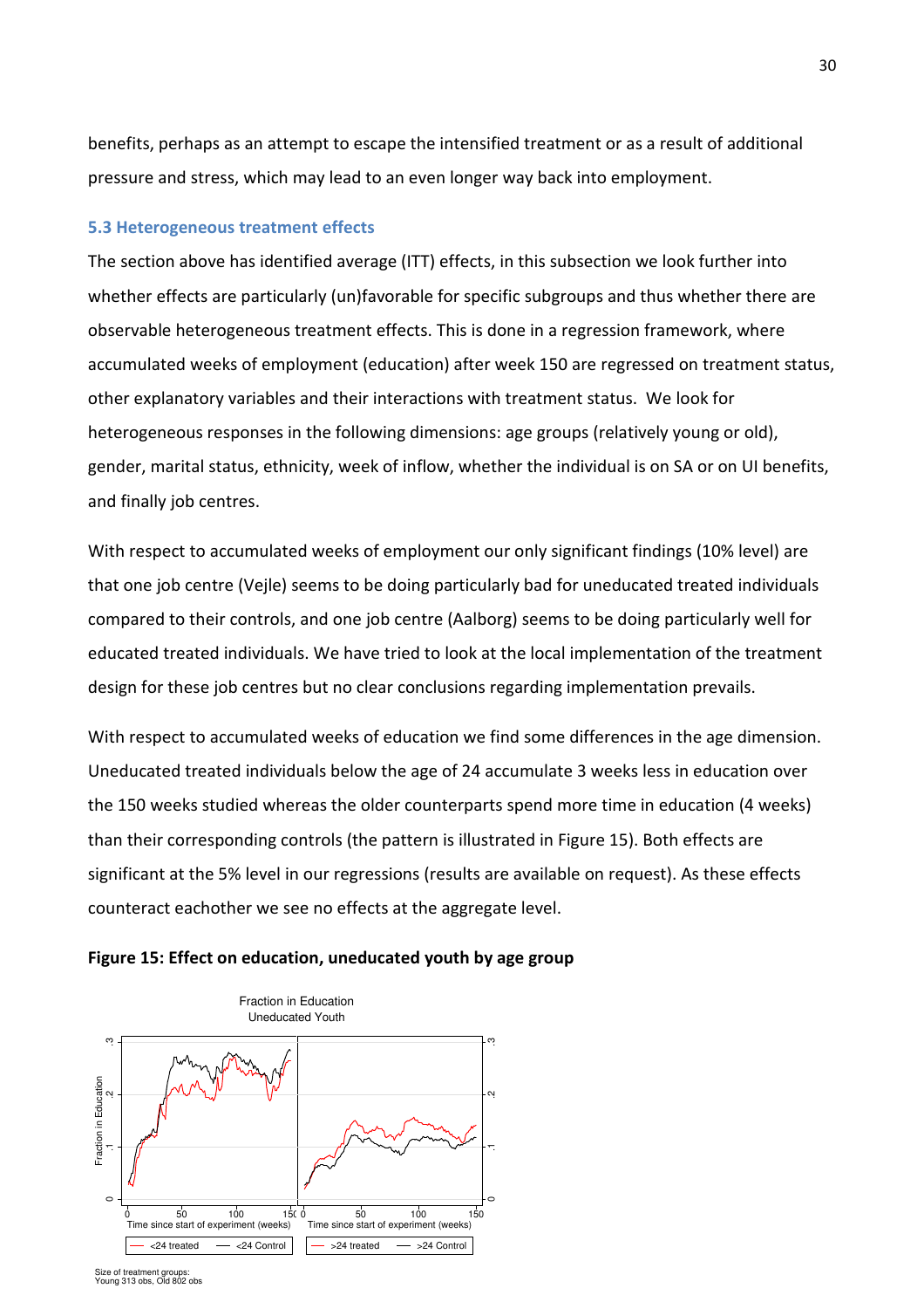benefits, perhaps as an attempt to escape the intensified treatment or as a result of additional pressure and stress, which may lead to an even longer way back into employment.

### 5.3 Heterogeneous treatment effects

The section above has identified average (ITT) effects, in this subsection we look further into whether effects are particularly (un)favorable for specific subgroups and thus whether there are observable heterogeneous treatment effects. This is done in a regression framework, where accumulated weeks of employment (education) after week 150 are regressed on treatment status, other explanatory variables and their interactions with treatment status. We look for heterogeneous responses in the following dimensions: age groups (relatively young or old), gender, marital status, ethnicity, week of inflow, whether the individual is on SA or on UI benefits, and finally job centres.

With respect to accumulated weeks of employment our only significant findings (10% level) are that one job centre (Vejle) seems to be doing particularly bad for uneducated treated individuals compared to their controls, and one job centre (Aalborg) seems to be doing particularly well for educated treated individuals. We have tried to look at the local implementation of the treatment design for these job centres but no clear conclusions regarding implementation prevails.

With respect to accumulated weeks of education we find some differences in the age dimension. Uneducated treated individuals below the age of 24 accumulate 3 weeks less in education over the 150 weeks studied whereas the older counterparts spend more time in education (4 weeks) than their corresponding controls (the pattern is illustrated in Figure 15). Both effects are significant at the 5% level in our regressions (results are available on request). As these effects counteract eachother we see no effects at the aggregate level.

**Figure 15: Effect on education, uneducated youth by age group**

Fraction in Education
Uneducated Youth

Size of treatment groups:
Young 313 obs, Old 802 obs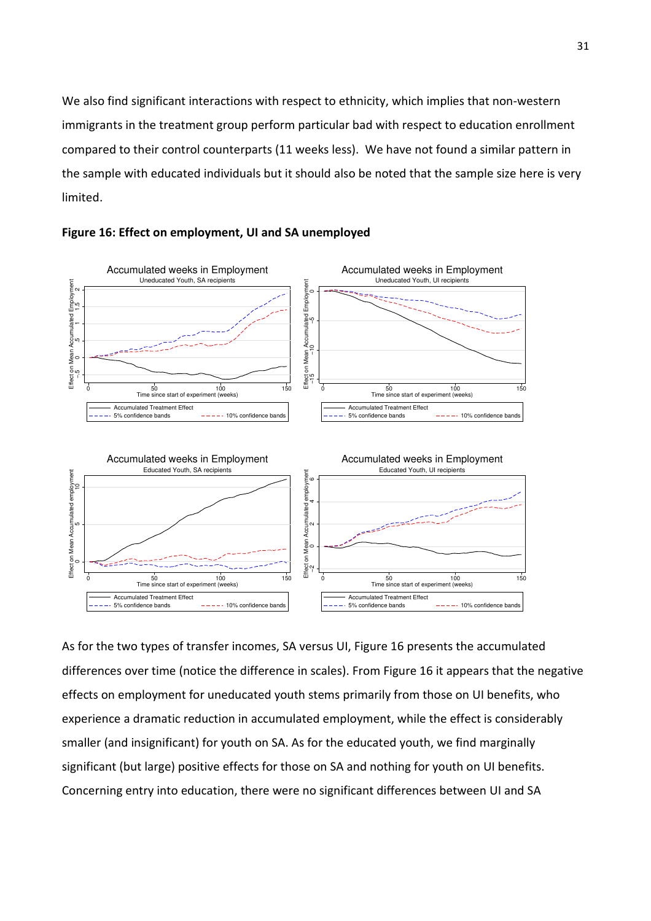We also find significant interactions with respect to ethnicity, which implies that non-western immigrants in the treatment group perform particular bad with respect to education enrollment compared to their control counterparts (11 weeks less). We have not found a similar pattern in the sample with educated individuals but it should also be noted that the sample size here is very limited.

**Figure 16: Effect on employment, UI and SA unemployed**

As for the two types of transfer incomes, SA versus UI, Figure 16 presents the accumulated differences over time (notice the difference in scales). From Figure 16 it appears that the negative effects on employment for uneducated youth stems primarily from those on UI benefits, who experience a dramatic reduction in accumulated employment, while the effect is considerably smaller (and insignificant) for youth on SA. As for the educated youth, we find marginally significant (but large) positive effects for those on SA and nothing for youth on UI benefits. Concerning entry into education, there were no significant differences between UI and SA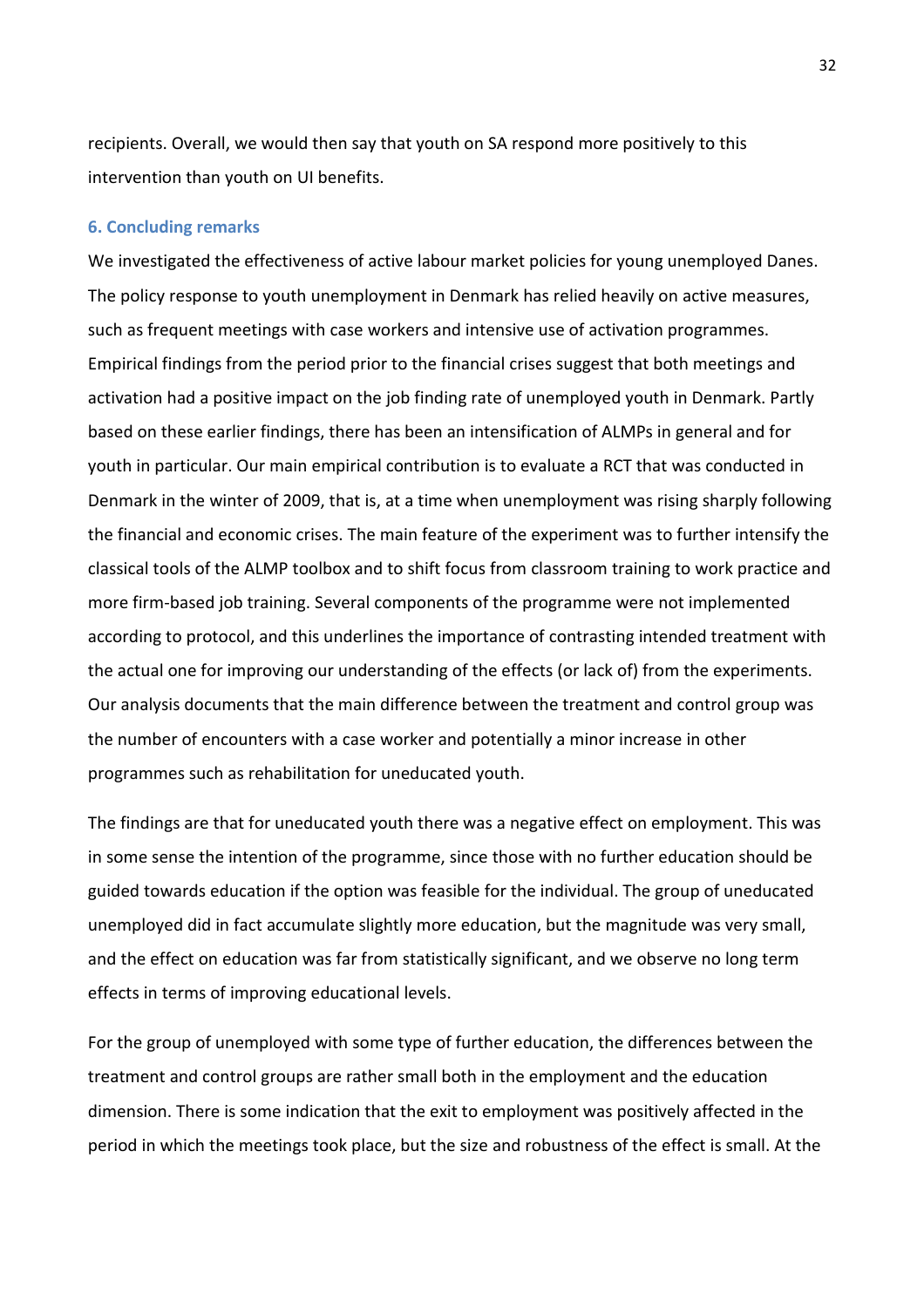recipients. Overall, we would then say that youth on SA respond more positively to this intervention than youth on UI benefits.

## 6. Concluding remarks

We investigated the effectiveness of active labour market policies for young unemployed Danes. The policy response to youth unemployment in Denmark has relied heavily on active measures, such as frequent meetings with case workers and intensive use of activation programmes. Empirical findings from the period prior to the financial crises suggest that both meetings and activation had a positive impact on the job finding rate of unemployed youth in Denmark. Partly based on these earlier findings, there has been an intensification of ALMPs in general and for youth in particular. Our main empirical contribution is to evaluate a RCT that was conducted in Denmark in the winter of 2009, that is, at a time when unemployment was rising sharply following the financial and economic crises. The main feature of the experiment was to further intensify the classical tools of the ALMP toolbox and to shift focus from classroom training to work practice and more firm-based job training. Several components of the programme were not implemented according to protocol, and this underlines the importance of contrasting intended treatment with the actual one for improving our understanding of the effects (or lack of) from the experiments. Our analysis documents that the main difference between the treatment and control group was the number of encounters with a case worker and potentially a minor increase in other programmes such as rehabilitation for uneducated youth.

The findings are that for uneducated youth there was a negative effect on employment. This was in some sense the intention of the programme, since those with no further education should be guided towards education if the option was feasible for the individual. The group of uneducated unemployed did in fact accumulate slightly more education, but the magnitude was very small, and the effect on education was far from statistically significant, and we observe no long term effects in terms of improving educational levels.

For the group of unemployed with some type of further education, the differences between the treatment and control groups are rather small both in the employment and the education dimension. There is some indication that the exit to employment was positively affected in the period in which the meetings took place, but the size and robustness of the effect is small. At the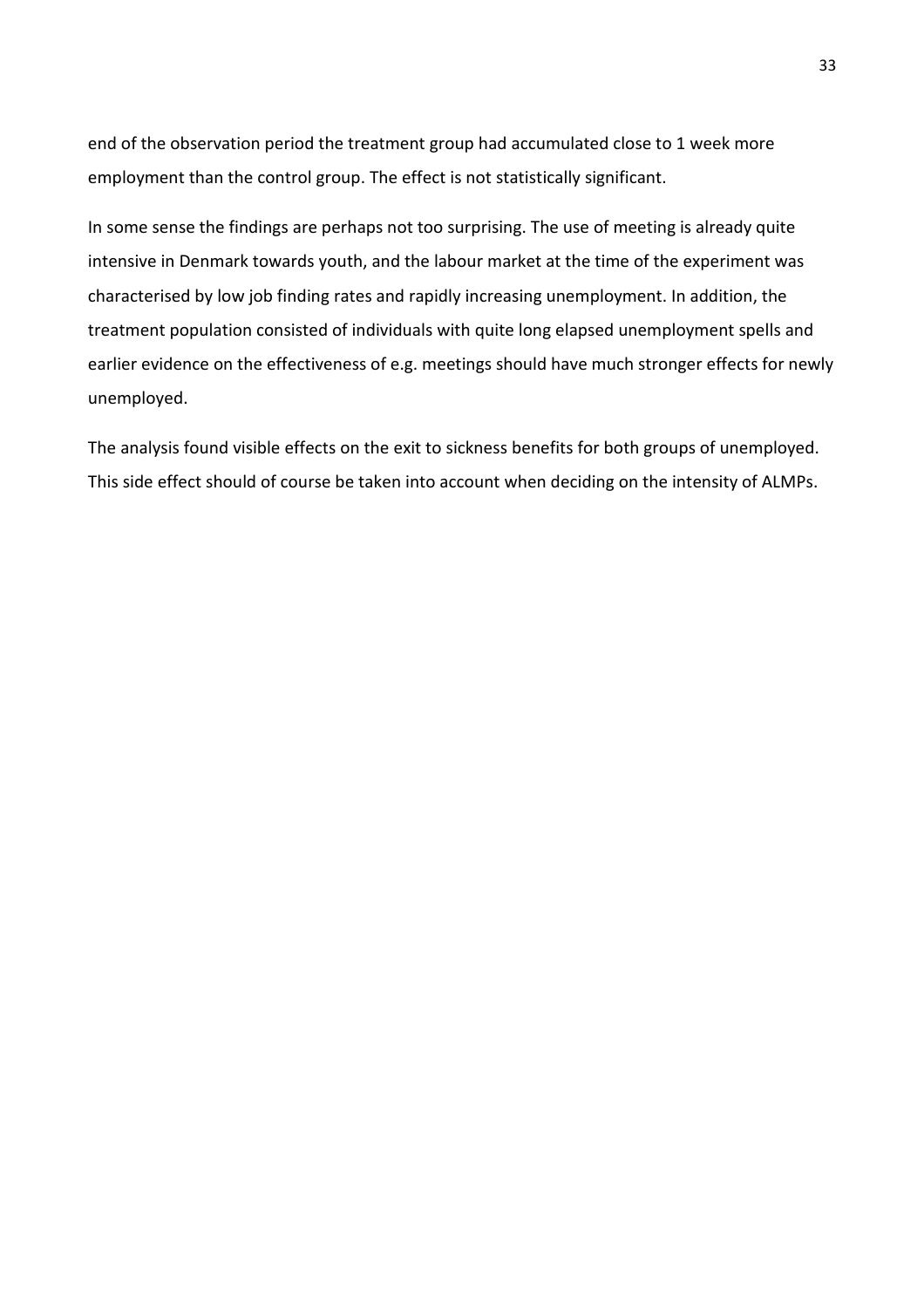end of the observation period the treatment group had accumulated close to 1 week more employment than the control group. The effect is not statistically significant.

In some sense the findings are perhaps not too surprising. The use of meeting is already quite intensive in Denmark towards youth, and the labour market at the time of the experiment was characterised by low job finding rates and rapidly increasing unemployment. In addition, the treatment population consisted of individuals with quite long elapsed unemployment spells and earlier evidence on the effectiveness of e.g. meetings should have much stronger effects for newly unemployed.

The analysis found visible effects on the exit to sickness benefits for both groups of unemployed. This side effect should of course be taken into account when deciding on the intensity of ALMPs.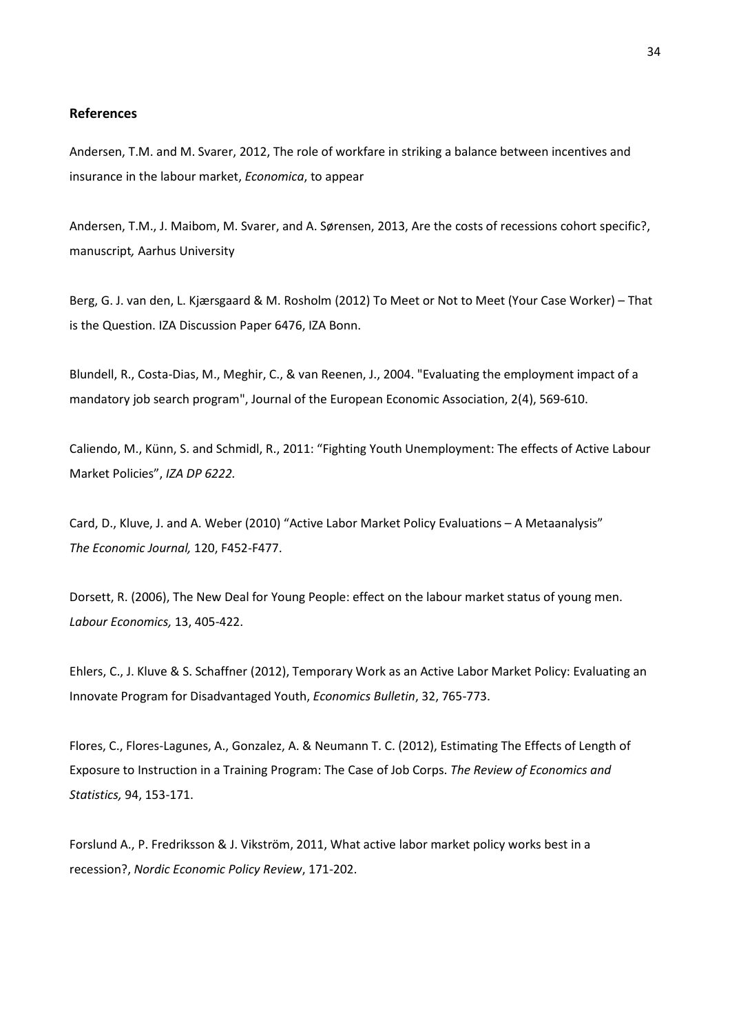## References

Andersen, T.M. and M. Svarer, 2012, The role of workfare in striking a balance between incentives and insurance in the labour market, *Economica*, to appear

Andersen, T.M., J. Maibom, M. Svarer, and A. Sørensen, 2013, Are the costs of recessions cohort specific?, manuscript*,* Aarhus University

Berg, G. J. van den, L. Kjærsgaard & M. Rosholm (2012) To Meet or Not to Meet (Your Case Worker) – That is the Question. IZA Discussion Paper 6476, IZA Bonn.

Blundell, R., Costa-Dias, M., Meghir, C., & van Reenen, J., 2004. "Evaluating the employment impact of a mandatory job search program", Journal of the European Economic Association, 2(4), 569-610.

Caliendo, M., Künn, S. and Schmidl, R., 2011: "Fighting Youth Unemployment: The effects of Active Labour Market Policies", *IZA DP 6222*.

Card, D., Kluve, J. and A. Weber (2010) "Active Labor Market Policy Evaluations – A Metaanalysis" *The Economic Journal,* 120, F452-F477.

Dorsett, R. (2006), The New Deal for Young People: effect on the labour market status of young men. *Labour Economics,* 13, 405-422.

Ehlers, C., J. Kluve & S. Schaffner (2012), Temporary Work as an Active Labor Market Policy: Evaluating an Innovate Program for Disadvantaged Youth, *Economics Bulletin*, 32, 765-773.

Flores, C., Flores-Lagunes, A., Gonzalez, A. & Neumann T. C. (2012), Estimating The Effects of Length of Exposure to Instruction in a Training Program: The Case of Job Corps. *The Review of Economics and Statistics,* 94, 153-171.

Forslund A., P. Fredriksson & J. Vikström, 2011, What active labor market policy works best in a recession?, *Nordic Economic Policy Review*, 171-202.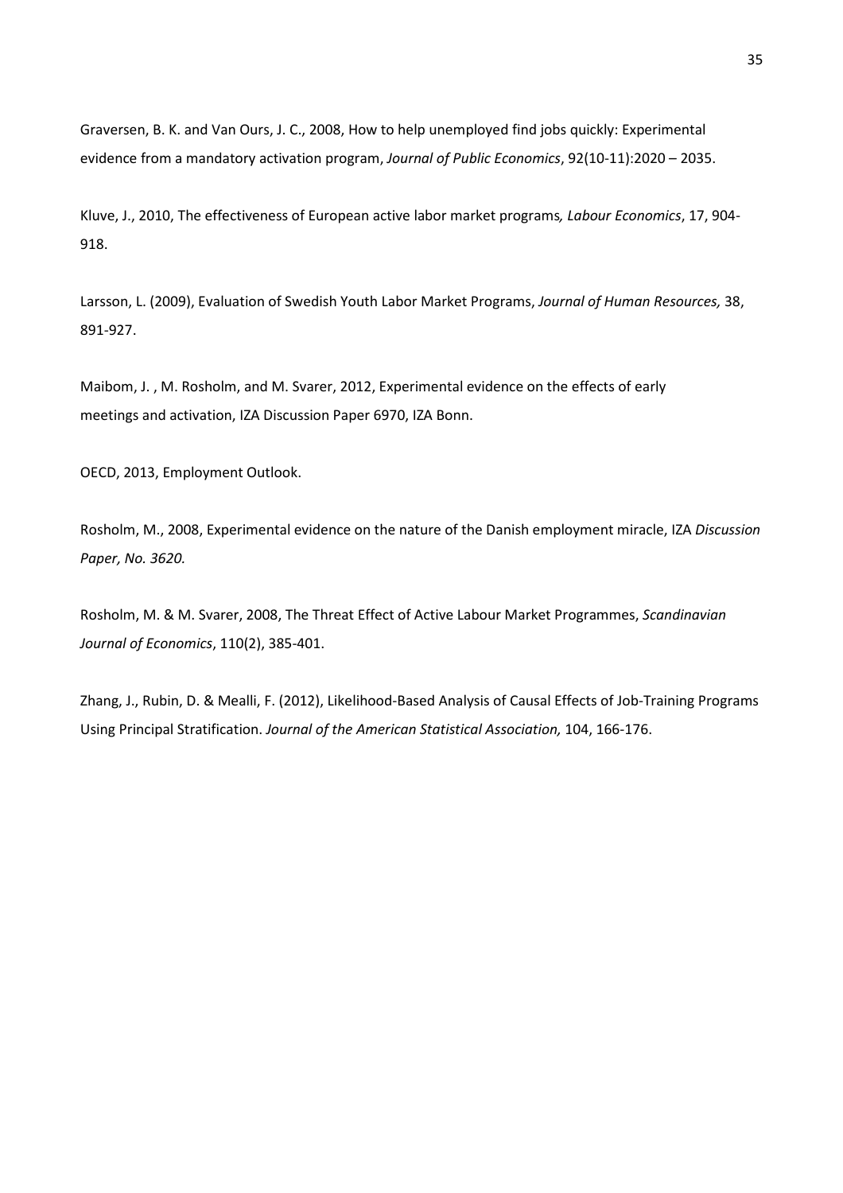Graversen, B. K. and Van Ours, J. C., 2008, How to help unemployed find jobs quickly: Experimental evidence from a mandatory activation program, *Journal of Public Economics*, 92(10-11):2020 – 2035.

Kluve, J., 2010, The effectiveness of European active labor market programs*, Labour Economics*, 17, 904-918.

Larsson, L. (2009), Evaluation of Swedish Youth Labor Market Programs, *Journal of Human Resources,* 38, 891-927.

Maibom, J. , M. Rosholm, and M. Svarer, 2012, Experimental evidence on the effects of early meetings and activation, IZA Discussion Paper 6970, IZA Bonn.

OECD, 2013, Employment Outlook.

Rosholm, M., 2008, Experimental evidence on the nature of the Danish employment miracle, IZA *Discussion Paper, No. 3620.*

Rosholm, M. & M. Svarer, 2008, The Threat Effect of Active Labour Market Programmes, *Scandinavian Journal of Economics*, 110(2), 385-401.

Zhang, J., Rubin, D. & Mealli, F. (2012), Likelihood-Based Analysis of Causal Effects of Job-Training Programs Using Principal Stratification. *Journal of the American Statistical Association,* 104, 166-176.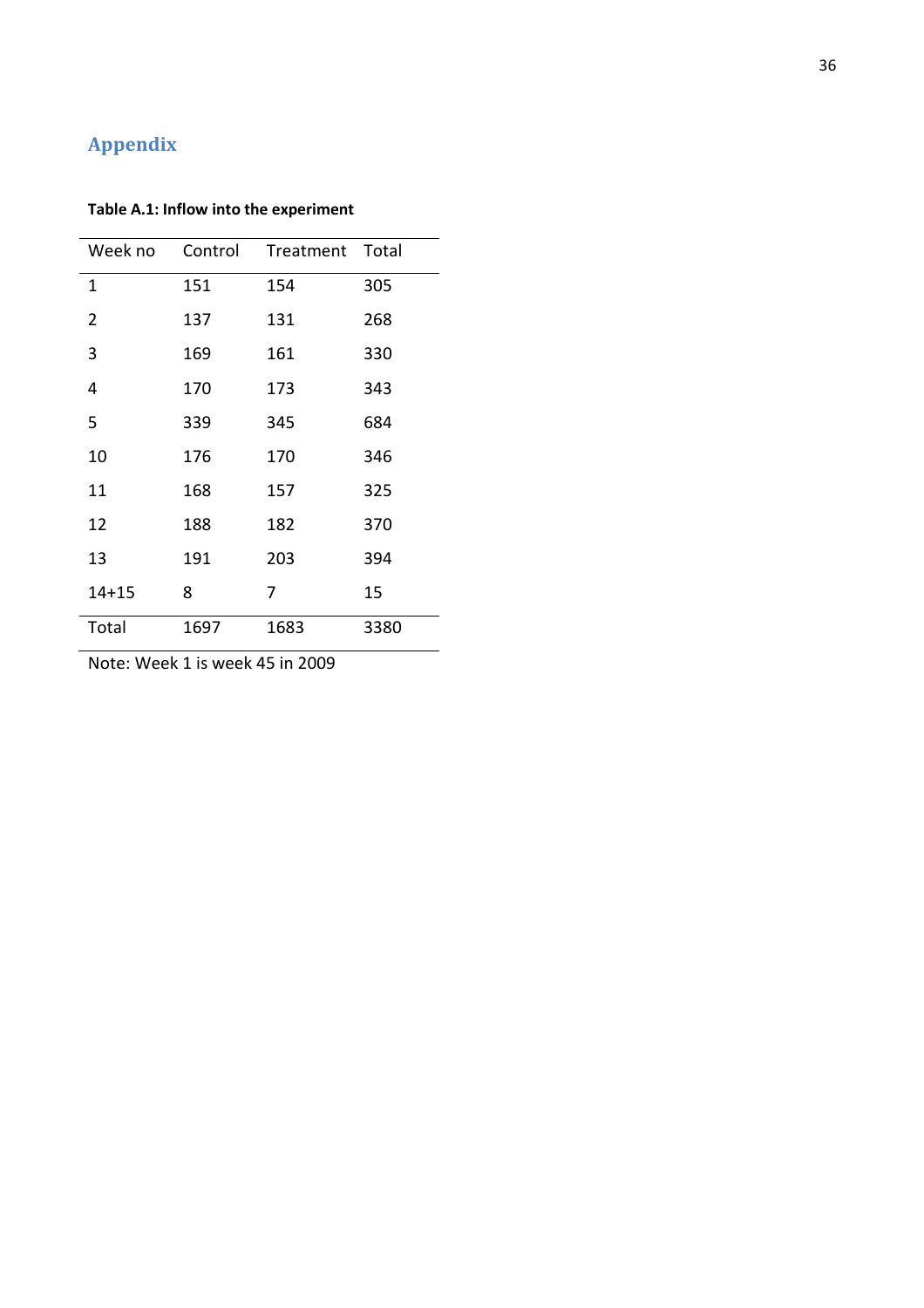# Appendix

**Table A.1: Inflow into the experiment**

| Week no | Control | Treatment | Total |
|---|---|---|---|
| 1 | 151 | 154 | 305 |
| 2 | 137 | 131 | 268 |
| 3 | 169 | 161 | 330 |
| 4 | 170 | 173 | 343 |
| 5 | 339 | 345 | 684 |
| 10 | 176 | 170 | 346 |
| 11 | 168 | 157 | 325 |
| 12 | 188 | 182 | 370 |
| 13 | 191 | 203 | 394 |
| 14+15 | 8 | 7 | 15 |
| Total | 1697 | 1683 | 3380 |

Note: Week 1 is week 45 in 2009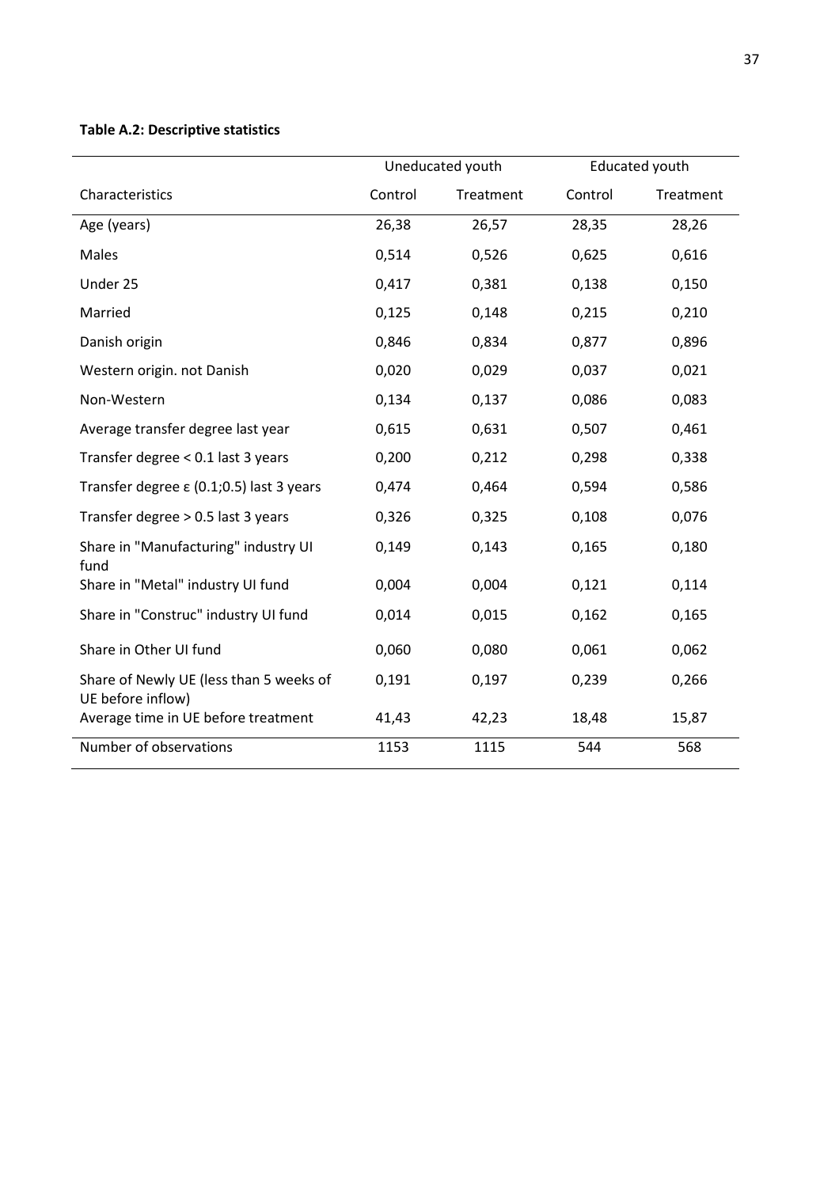**Table A.2: Descriptive statistics**

| | Uneducated youth | | Educated youth | |
|---|---|---|---|---|
| Characteristics | Control | Treatment | Control | Treatment |
| Age (years) | 26,38 | 26,57 | 28,35 | 28,26 |
| Males | 0,514 | 0,526 | 0,625 | 0,616 |
| Under 25 | 0,417 | 0,381 | 0,138 | 0,150 |
| Married | 0,125 | 0,148 | 0,215 | 0,210 |
| Danish origin | 0,846 | 0,834 | 0,877 | 0,896 |
| Western origin. not Danish | 0,020 | 0,029 | 0,037 | 0,021 |
| Non-Western | 0,134 | 0,137 | 0,086 | 0,083 |
| Average transfer degree last year | 0,615 | 0,631 | 0,507 | 0,461 |
| Transfer degree < 0.1 last 3 years | 0,200 | 0,212 | 0,298 | 0,338 |
| Transfer degree ε (0.1;0.5) last 3 years | 0,474 | 0,464 | 0,594 | 0,586 |
| Transfer degree > 0.5 last 3 years | 0,326 | 0,325 | 0,108 | 0,076 |
| Share in "Manufacturing" industry UI fund | 0,149 | 0,143 | 0,165 | 0,180 |
| Share in "Metal" industry UI fund | 0,004 | 0,004 | 0,121 | 0,114 |
| Share in "Construc" industry UI fund | 0,014 | 0,015 | 0,162 | 0,165 |
| Share in Other UI fund | 0,060 | 0,080 | 0,061 | 0,062 |
| Share of Newly UE (less than 5 weeks of UE before inflow) | 0,191 | 0,197 | 0,239 | 0,266 |
| Average time in UE before treatment | 41,43 | 42,23 | 18,48 | 15,87 |
| Number of observations | 1153 | 1115 | 544 | 568 |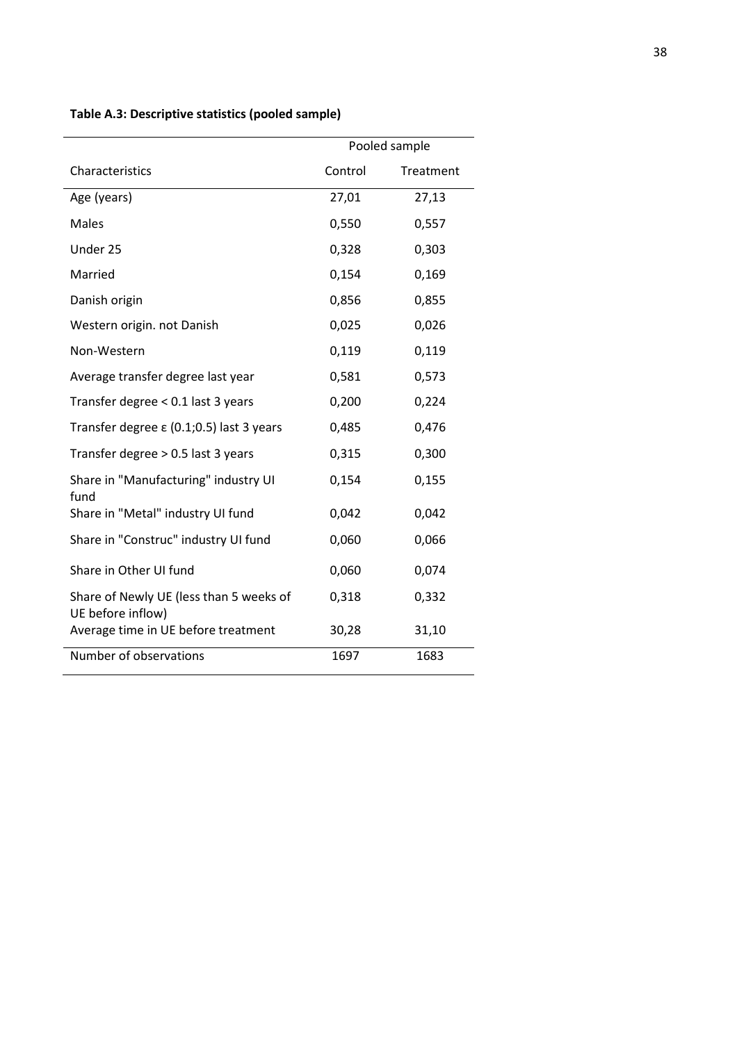**Table A.3: Descriptive statistics (pooled sample)**

| | Pooled sample | |
|---|---|---|
| Characteristics | Control | Treatment |
| Age (years) | 27,01 | 27,13 |
| Males | 0,550 | 0,557 |
| Under 25 | 0,328 | 0,303 |
| Married | 0,154 | 0,169 |
| Danish origin | 0,856 | 0,855 |
| Western origin. not Danish | 0,025 | 0,026 |
| Non-Western | 0,119 | 0,119 |
| Average transfer degree last year | 0,581 | 0,573 |
| Transfer degree < 0.1 last 3 years | 0,200 | 0,224 |
| Transfer degree ε (0.1;0.5) last 3 years | 0,485 | 0,476 |
| Transfer degree > 0.5 last 3 years | 0,315 | 0,300 |
| Share in "Manufacturing" industry UI fund | 0,154 | 0,155 |
| Share in "Metal" industry UI fund | 0,042 | 0,042 |
| Share in "Construc" industry UI fund | 0,060 | 0,066 |
| Share in Other UI fund | 0,060 | 0,074 |
| Share of Newly UE (less than 5 weeks of UE before inflow) | 0,318 | 0,332 |
| Average time in UE before treatment | 30,28 | 31,10 |
| Number of observations | 1697 | 1683 |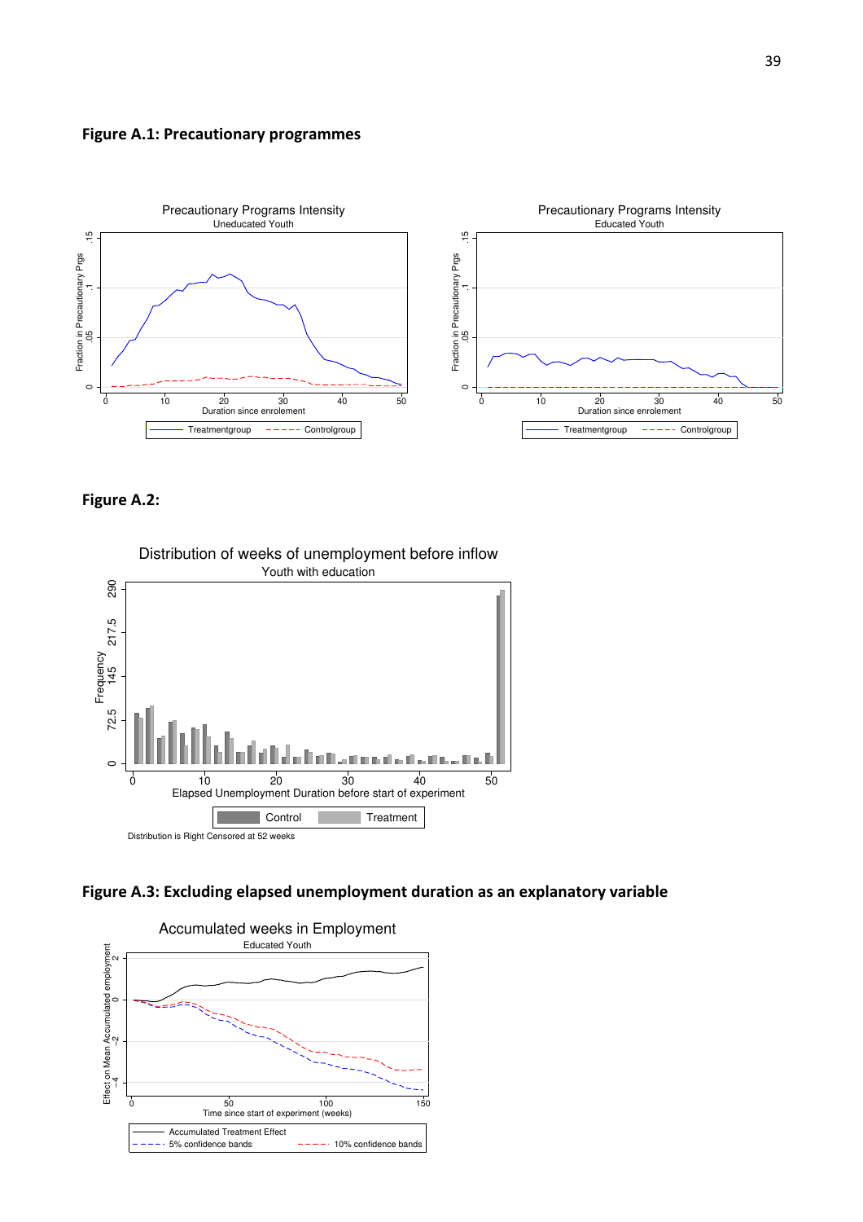**Figure A.1: Precautionary programmes**

**Figure A.2:**

**Figure A.3: Excluding elapsed unemployment duration as an explanatory variable**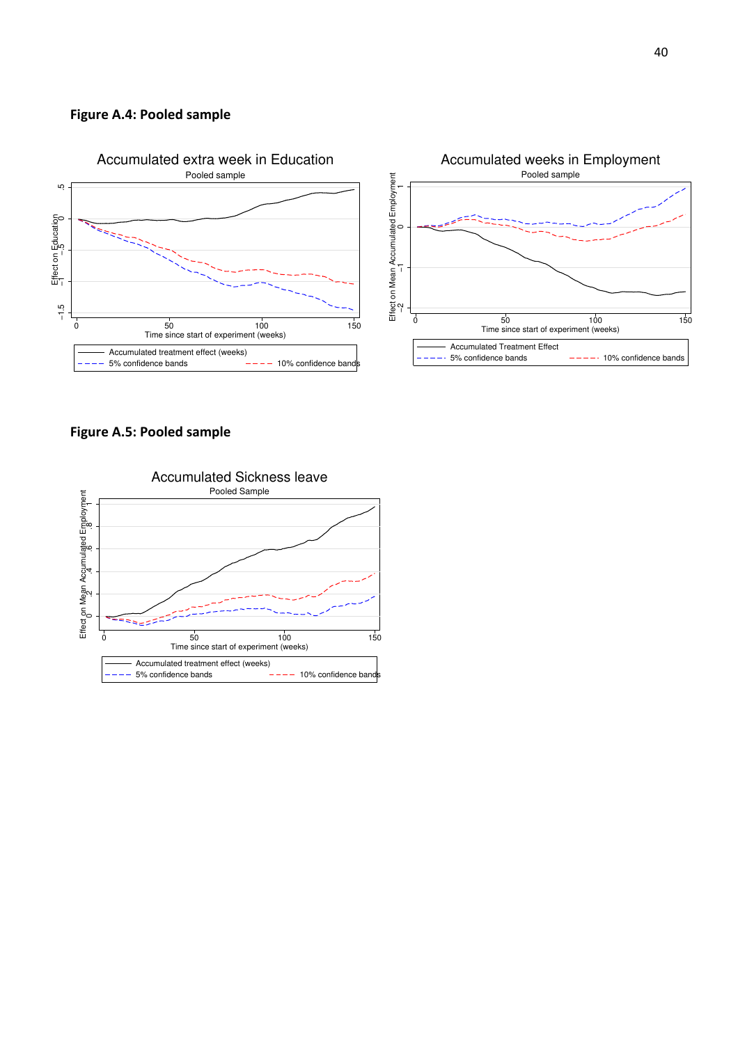**Figure A.4: Pooled sample**

Accumulated extra week in Education

Pooled sample

Effect on Education

.5
0
-.5
-1
-1.5

0
50
100
150

Time since start of experiment (weeks)

Accumulated treatment effect (weeks)

5% confidence bands

10% confidence bands

Accumulated weeks in Employment

Pooled sample

Effect on Mean Accumulated Employment

1
0
-1
-2

0
50
100
150

Time since start of experiment (weeks)

Accumulated Treatment Effect

5% confidence bands

10% confidence bands

**Figure A.5: Pooled sample**

Accumulated Sickness leave

Pooled Sample

Effect on Mean Accumulated Employment

1
.8
.6
.4
.2
0

0
50
100
150

Time since start of experiment (weeks)

Accumulated treatment effect (weeks)

5% confidence bands

10% confidence bands